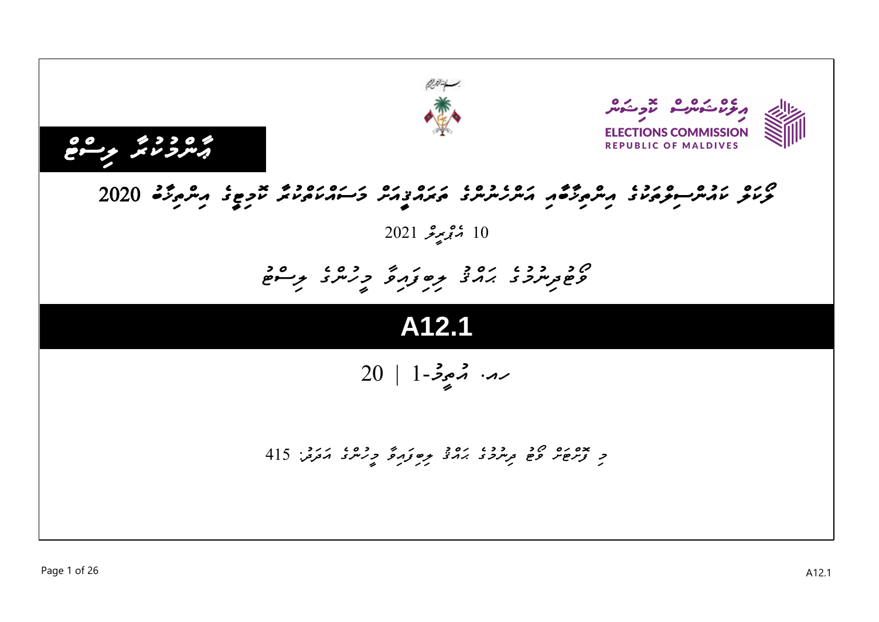# އާންމުކުރާ ލިސްޓް

އިލެކްޝަންސް ކޮމިޝަން

ELECTIONS COMMISSION
REPUBLIC OF MALDIVES

## ލޯކަލް ކައުންސިލްތަކުގެ އިންތިޚާބާއި އަންހެނުންގެ ތަރައްޤީއަށް މަސައްކަތްކުރާ ކޮމިޓީގެ އިންތިޚާބު 2020

10 އޭޕްރިލް 2021

ވޯޓުދިނުމުގެ ޙައްޤު ލިބިފައިވާ މީހުންގެ ލިސްޓު

# A12.1

ހއ. އުލިގަމު-1 | 20

މި ފޯމުގައި ވޯޓު ދިނުމުގެ ޙައްޤު ލިބިފައިވާ މީހުންގެ އަދަދު: 415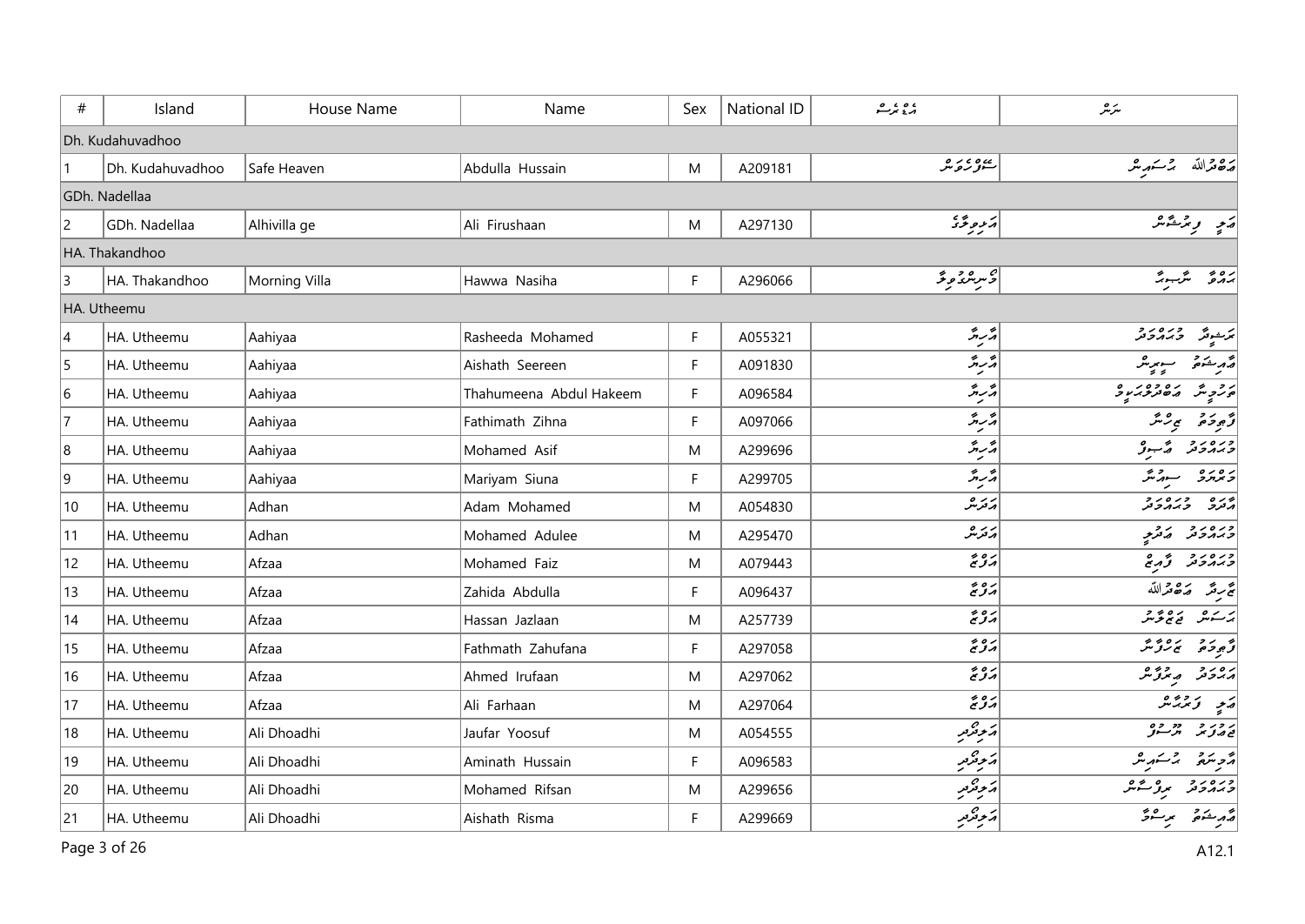| # | Island | House Name | Name | Sex | National ID | ގެއުގެ ނަން | ނަން |
|---|---|---|---|---|---|---|---|
| Dh. Kudahuvadhoo | | | | | | | |
| 1 | Dh. Kudahuvadhoo | Safe Heaven | Abdulla Hussain | M | A209181 | ސޭފްހެވަން | އަބްދުﷲ ހުސައިން |
| GDh. Nadellaa | | | | | | | |
| 2 | GDh. Nadellaa | Alhivilla ge | Ali Firushaan | M | A297130 | އަލިވިލާގެ | އަލި ފިރުޝާން |
| HA. Thakandhoo | | | | | | | |
| 3 | HA. Thakandhoo | Morning Villa | Hawwa Nasiha | F | A296066 | މޯނިންގވިލާ | ހައްވާ ނާސިހާ |
| HA. Utheemu | | | | | | | |
| 4 | HA. Utheemu | Aahiyaa | Rasheeda Mohamed | F | A055321 | އާހިޔާ | ރަޝީދާ މުހައްމަދު |
| 5 | HA. Utheemu | Aahiyaa | Aishath Seereen | F | A091830 | އާހިޔާ | އައިޝަތު ސީރީން |
| 6 | HA. Utheemu | Aahiyaa | Thahumeena Abdul Hakeem | F | A096584 | އާހިޔާ | ތަހުމީނާ އަބްދުލްހަކީމް |
| 7 | HA. Utheemu | Aahiyaa | Fathimath Zihna | F | A097066 | އާހިޔާ | ފާތިމަތު ޒިހްނާ |
| 8 | HA. Utheemu | Aahiyaa | Mohamed Asif | M | A299696 | އާހިޔާ | މުހައްމަދު އާސިފް |
| 9 | HA. Utheemu | Aahiyaa | Mariyam Siuna | F | A299705 | އާހިޔާ | މަރިޔަމް ސިއުނާ |
| 10 | HA. Utheemu | Adhan | Adam Mohamed | M | A054830 | އަދަން | އާދަމް މުހައްމަދު |
| 11 | HA. Utheemu | Adhan | Mohamed Adulee | M | A295470 | އަދަން | މުހައްމަދު އަދުލީ |
| 12 | HA. Utheemu | Afzaa | Mohamed Faiz | M | A079443 | އަފްޒާ | މުހައްމަދު ފާއިޒް |
| 13 | HA. Utheemu | Afzaa | Zahida Abdulla | F | A096437 | އަފްޒާ | ޒާހިދާ އަބްދުﷲ |
| 14 | HA. Utheemu | Afzaa | Hassan Jazlaan | M | A257739 | އަފްޒާ | ހަސަން ޖަޒްލާން |
| 15 | HA. Utheemu | Afzaa | Fathmath Zahufana | F | A297058 | އަފްޒާ | ފާތިމަތު ޒަހުފާނާ |
| 16 | HA. Utheemu | Afzaa | Ahmed Irufaan | M | A297062 | އަފްޒާ | އަހްމަދު އިރުފާން |
| 17 | HA. Utheemu | Afzaa | Ali Farhaan | M | A297064 | އަފްޒާ | އަލި ފަރުހާން |
| 18 | HA. Utheemu | Ali Dhoadhi | Jaufar Yoosuf | M | A054555 | އަލިދޮދި | ޖައުފަރު ޔޫސުފް |
| 19 | HA. Utheemu | Ali Dhoadhi | Aminath Hussain | F | A096583 | އަލިދޮދި | އާމިނަތު ހުސައިން |
| 20 | HA. Utheemu | Ali Dhoadhi | Mohamed Rifsan | M | A299656 | އަލިދޮދި | މުހައްމަދު ރިފްސާން |
| 21 | HA. Utheemu | Ali Dhoadhi | Aishath Risma | F | A299669 | އަލިދޮދި | އައިޝަތު ރިސްމާ |

A12.1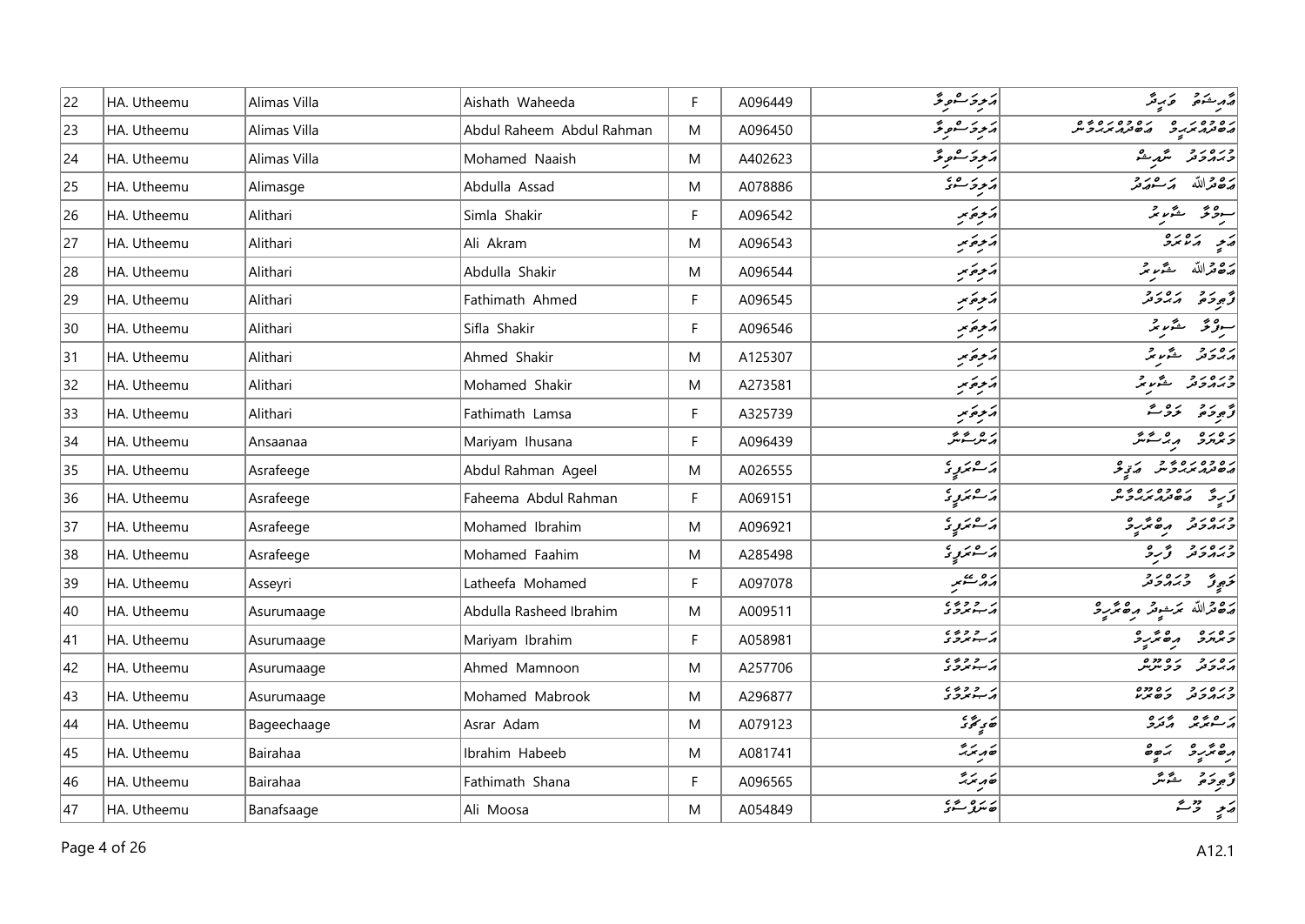| 22 | HA. Utheemu | Alimas Villa | Aishath Waheeda | F | A096449 | އަލިމަސްވިލާ | އާއިޝަތު ވަހީދާ |
|---|---|---|---|---|---|---|---|
| 23 | HA. Utheemu | Alimas Villa | Abdul Raheem Abdul Rahman | M | A096450 | އަލިމަސްވިލާ | އަބްދުލްރަޙީމް އަބްދުއްރަޙްމާން |
| 24 | HA. Utheemu | Alimas Villa | Mohamed Naaish | M | A402623 | އަލިމަސްވިލާ | މުޙައްމަދު ނާއިޝް |
| 25 | HA. Utheemu | Alimasge | Abdulla Assad | M | A078886 | އަލިމަސްގެ | އަބްދުﷲ އަސްޢަދު |
| 26 | HA. Utheemu | Alithari | Simla Shakir | F | A096542 | އަލިތަރި | ސިމްލާ ޝާކިރު |
| 27 | HA. Utheemu | Alithari | Ali Akram | M | A096543 | އަލިތަރި | އަލި އަކްރަމް |
| 28 | HA. Utheemu | Alithari | Abdulla Shakir | M | A096544 | އަލިތަރި | އަބްދުﷲ ޝާކިރު |
| 29 | HA. Utheemu | Alithari | Fathimath Ahmed | F | A096545 | އަލިތަރި | ފާތިމަތު އަޙްމަދު |
| 30 | HA. Utheemu | Alithari | Sifla Shakir | F | A096546 | އަލިތަރި | ސިފްލާ ޝާކިރު |
| 31 | HA. Utheemu | Alithari | Ahmed Shakir | M | A125307 | އަލިތަރި | އަޙްމަދު ޝާކިރު |
| 32 | HA. Utheemu | Alithari | Mohamed Shakir | M | A273581 | އަލިތަރި | މުޙައްމަދު ޝާކިރު |
| 33 | HA. Utheemu | Alithari | Fathimath Lamsa | F | A325739 | އަލިތަރި | ފާތިމަތު ލަމްސާ |
| 34 | HA. Utheemu | Ansaanaa | Mariyam Ihusana | F | A096439 | އަންސާނާ | މަރިޔަމް އިހުސާނާ |
| 35 | HA. Utheemu | Asrafeege | Abdul Rahman Ageel | M | A026555 | އަސްރަފީގެ | އަބްދުއްރަޙްމާން އަޤީލް |
| 36 | HA. Utheemu | Asrafeege | Faheema Abdul Rahman | F | A069151 | އަސްރަފީގެ | ފަހީމާ އަބްދުއްރަޙްމާން |
| 37 | HA. Utheemu | Asrafeege | Mohamed Ibrahim | M | A096921 | އަސްރަފީގެ | މުޙައްމަދު އިބްރާހީމް |
| 38 | HA. Utheemu | Asrafeege | Mohamed Faahim | M | A285498 | އަސްރަފީގެ | މުޙައްމަދު ފާހިމް |
| 39 | HA. Utheemu | Asseyri | Latheefa Mohamed | F | A097078 | އައްސޭރި | ލަޠީފާ މުޙައްމަދު |
| 40 | HA. Utheemu | Asurumaage | Abdulla Rasheed Ibrahim | M | A009511 | އަސުރުމާގެ | އަބްދުﷲ ރަޝީދު އިބްރާހީމް |
| 41 | HA. Utheemu | Asurumaage | Mariyam Ibrahim | F | A058981 | އަސުރުމާގެ | މަރިޔަމް އިބްރާހީމް |
| 42 | HA. Utheemu | Asurumaage | Ahmed Mamnoon | M | A257706 | އަސުރުމާގެ | އަޙްމަދު މަމްނޫން |
| 43 | HA. Utheemu | Asurumaage | Mohamed Mabrook | M | A296877 | އަސުރުމާގެ | މުޙައްމަދު މަބްރޫކް |
| 44 | HA. Utheemu | Bageechaage | Asrar Adam | M | A079123 | ބަގީޗާގެ | އަސްރާރު އާދަމް |
| 45 | HA. Utheemu | Bairahaa | Ibrahim Habeeb | M | A081741 | ބައިރަހާ | އިބްރާހީމް ހަބީބް |
| 46 | HA. Utheemu | Bairahaa | Fathimath Shana | F | A096565 | ބައިރަހާ | ފާތިމަތު ޝާނާ |
| 47 | HA. Utheemu | Banafsaage | Ali Moosa | M | A054849 | ބަނަފްސާގެ | އަލި މޫސާ |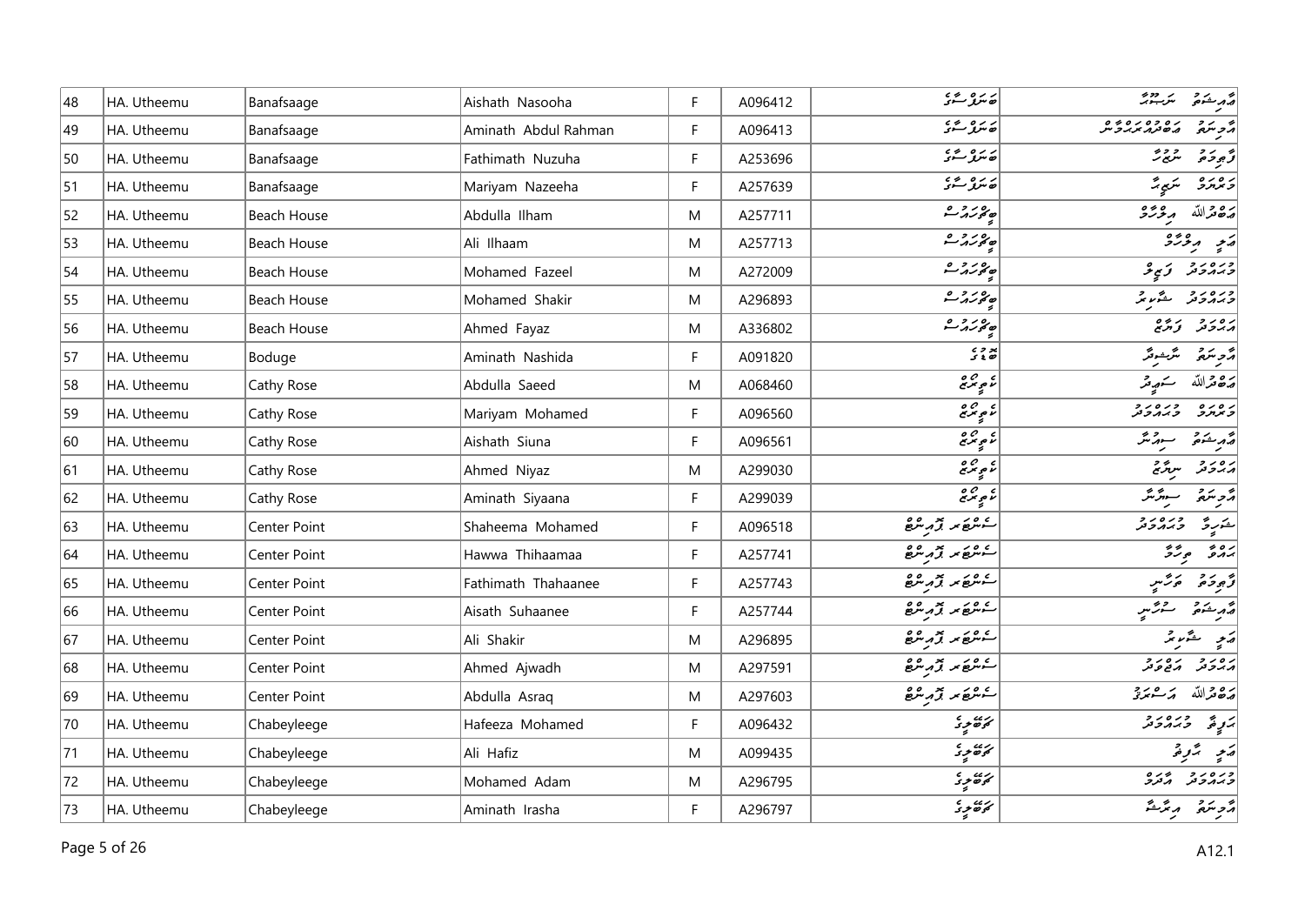| 48 | HA. Utheemu | Banafsaage | Aishath Nasooha | F | A096412 | ޅަނަފްސާގެ | އާއިޝަތު ނަސޫހާ |
|---|---|---|---|---|---|---|---|
| 49 | HA. Utheemu | Banafsaage | Aminath Abdul Rahman | F | A096413 | ބަނަފްސާގެ | އާމިނަތު އަބްދުލްރަޙްމާން |
| 50 | HA. Utheemu | Banafsaage | Fathimath Nuzuha | F | A253696 | ބަނަފްސާގެ | ފާތިމަތު ނުޒުހާ |
| 51 | HA. Utheemu | Banafsaage | Mariyam Nazeeha | F | A257639 | ބަނަފްސާގެ | މަރިޔަމް ނަޒީހާ |
| 52 | HA. Utheemu | Beach House | Abdulla Ilham | M | A257711 | ބީޗްހައުސް | އަބްދުﷲ އިލްހާމް |
| 53 | HA. Utheemu | Beach House | Ali Ilhaam | M | A257713 | ބީޗްހައުސް | އަލި އިލްހާމް |
| 54 | HA. Utheemu | Beach House | Mohamed Fazeel | M | A272009 | ބީޗްހައުސް | މުހައްމަދު ފަޟީލް |
| 55 | HA. Utheemu | Beach House | Mohamed Shakir | M | A296893 | ބީޗްހައުސް | މުހައްމަދު ޝާކިރު |
| 56 | HA. Utheemu | Beach House | Ahmed Fayaz | M | A336802 | ބީޗްހައުސް | އަހްމަދު ފައްޔާޟް |
| 57 | HA. Utheemu | Boduge | Aminath Nashida | F | A091820 | ބޮޑުގެ | އާމިނަތު ނާޝިދާ |
| 58 | HA. Utheemu | Cathy Rose | Abdulla Saeed | M | A068460 | ކެތީރޯޒް | އަބްދުﷲ ސައީދު |
| 59 | HA. Utheemu | Cathy Rose | Mariyam Mohamed | F | A096560 | ކެތީރޯޒް | މަރިޔަމް މުހައްމަދު |
| 60 | HA. Utheemu | Cathy Rose | Aishath Siuna | F | A096561 | ކެތީރޯޒް | އާއިޝަތު ސިއުނާ |
| 61 | HA. Utheemu | Cathy Rose | Ahmed Niyaz | M | A299030 | ކެތީރޯޒް | އަހްމަދު ނިޔާޒް |
| 62 | HA. Utheemu | Cathy Rose | Aminath Siyaana | F | A299039 | ކެތީރޯޒް | އާމިނަތު ސިޔާނާ |
| 63 | HA. Utheemu | Center Point | Shaheema Mohamed | F | A096518 | ސެންޓަރ ޕޮއިންޓް | ޝަހީމާ މުހައްމަދު |
| 64 | HA. Utheemu | Center Point | Hawwa Thihaamaa | F | A257741 | ސެންޓަރ ޕޮއިންޓް | ހައްވާ ތިހާމާ |
| 65 | HA. Utheemu | Center Point | Fathimath Thahaanee | F | A257743 | ސެންޓަރ ޕޮއިންޓް | ފާތިމަތު ތަހާނީ |
| 66 | HA. Utheemu | Center Point | Aisath Suhaanee | F | A257744 | ސެންޓަރ ޕޮއިންޓް | އާއިޝަތު ސުހާނީ |
| 67 | HA. Utheemu | Center Point | Ali Shakir | M | A296895 | ސެންޓަރ ޕޮއިންޓް | އަލި ޝާކިރު |
| 68 | HA. Utheemu | Center Point | Ahmed Ajwadh | M | A297591 | ސެންޓަރ ޕޮއިންޓް | އަހްމަދު އަޖްވަދު |
| 69 | HA. Utheemu | Center Point | Abdulla Asraq | M | A297603 | ސެންޓަރ ޕޮއިންޓް | އަބްދުﷲ އަސްރަފް |
| 70 | HA. Utheemu | Chabeyleege | Hafeeza Mohamed | F | A096432 | ޗަބޭލީގެ | ހަފީޒާ މުހައްމަދު |
| 71 | HA. Utheemu | Chabeyleege | Ali Hafiz | M | A099435 | ޗަބޭލީގެ | އަލި ހާފިޒު |
| 72 | HA. Utheemu | Chabeyleege | Mohamed Adam | M | A296795 | ޗަބޭލީގެ | މުހައްމަދު އާދަމް |
| 73 | HA. Utheemu | Chabeyleege | Aminath Irasha | F | A296797 | ޗަބޭލީގެ | އާމިނަތު އިރާޝާ |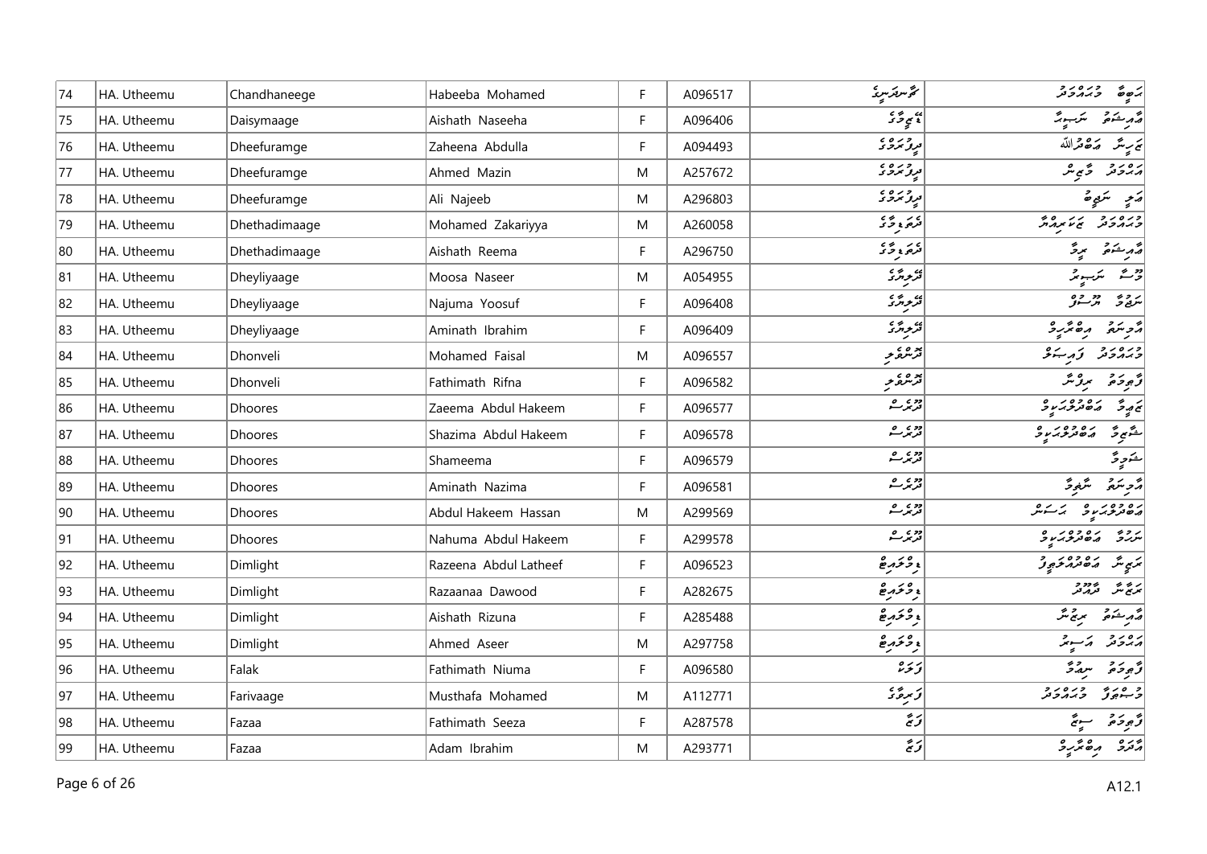| 74 | HA. Utheemu | Chandhaneege | Habeeba Mohamed | F | A096517 | ޗަންދަނީގެ | ހަބީބާ މުހައްމަދު |
|---|---|---|---|---|---|---|---|
| 75 | HA. Utheemu | Daisymaage | Aishath Naseeha | F | A096406 | ޑެއިސީމާގެ | އައިޝަތު ނަސީހާ |
| 76 | HA. Utheemu | Dheefuramge | Zaheena Abdulla | F | A094493 | ދީފުރަމްގެ | ޒަހީނާ އަބްދުﷲ |
| 77 | HA. Utheemu | Dheefuramge | Ahmed Mazin | M | A257672 | ދީފުރަމްގެ | އަހުމަދު މާޒިން |
| 78 | HA. Utheemu | Dheefuramge | Ali Najeeb | M | A296803 | ދީފުރަމްގެ | އަލި ނަޖީބު |
| 79 | HA. Utheemu | Dhethadimaage | Mohamed Zakariyya | M | A260058 | ދެތަޑިމާގެ | މުހައްމަދު ޒަކަރިއްޔާ |
| 80 | HA. Utheemu | Dhethadimaage | Aishath Reema | F | A296750 | ދެތަޑިމާގެ | އައިޝަތު ރީމާ |
| 81 | HA. Utheemu | Dheyliyaage | Moosa Naseer | M | A054955 | ދޭލިޔާގެ | މޫސާ ނަސީރު |
| 82 | HA. Utheemu | Dheyliyaage | Najuma Yoosuf | F | A096408 | ދޭލިޔާގެ | ނަޖުމާ ޔޫސުފް |
| 83 | HA. Utheemu | Dheyliyaage | Aminath Ibrahim | F | A096409 | ދޭލިޔާގެ | އާމިނަތު އިބްރާހިމް |
| 84 | HA. Utheemu | Dhonveli | Mohamed Faisal | M | A096557 | ދޮންވެލި | މުހައްމަދު ފައިސަލް |
| 85 | HA. Utheemu | Dhonveli | Fathimath Rifna | F | A096582 | ދޮންވެލި | ފާތިމަތު ރިފްނާ |
| 86 | HA. Utheemu | Dhoores | Zaeema Abdul Hakeem | F | A096577 | ދޫރެސް | ޒައީމާ އަބްދުލްހަކީމް |
| 87 | HA. Utheemu | Dhoores | Shazima Abdul Hakeem | F | A096578 | ދޫރެސް | ޝާޒިމާ އަބްދުލްހަކީމް |
| 88 | HA. Utheemu | Dhoores | Shameema | F | A096579 | ދޫރެސް | ޝަމީމާ |
| 89 | HA. Utheemu | Dhoores | Aminath Nazima | F | A096581 | ދޫރެސް | އާމިނަތު ނާޒިމާ |
| 90 | HA. Utheemu | Dhoores | Abdul Hakeem Hassan | M | A299569 | ދޫރެސް | އަބްދުލްހަކީމް ހަސަން |
| 91 | HA. Utheemu | Dhoores | Nahuma Abdul Hakeem | F | A299578 | ދޫރެސް | ނަހުމާ އަބްދުލްހަކީމް |
| 92 | HA. Utheemu | Dimlight | Razeena Abdul Latheef | F | A096523 | ޑިމްލައިޓް | ރަޒީނާ އަބްދުއްލަޠީފު |
| 93 | HA. Utheemu | Dimlight | Razaanaa Dawood | F | A282675 | ޑިމްލައިޓް | ރަޒާނާ ދާއޫދު |
| 94 | HA. Utheemu | Dimlight | Aishath Rizuna | F | A285488 | ޑިމްލައިޓް | އައިޝަތު ރިޒުނާ |
| 95 | HA. Utheemu | Dimlight | Ahmed Aseer | M | A297758 | ޑިމްލައިޓް | އަހުމަދު އަސީރު |
| 96 | HA. Utheemu | Falak | Fathimath Niuma | F | A096580 | ފަލަކް | ފާތިމަތު ނިއުމާ |
| 97 | HA. Utheemu | Farivaage | Musthafa Mohamed | M | A112771 | ފަރިވާގެ | މުސްތަފާ މުހައްމަދު |
| 98 | HA. Utheemu | Fazaa | Fathimath Seeza | F | A287578 | ފަޒާ | ފާތިމަތު ސީޒާ |
| 99 | HA. Utheemu | Fazaa | Adam Ibrahim | M | A293771 | ފަޒާ | އާދަމް އިބްރާހީމް |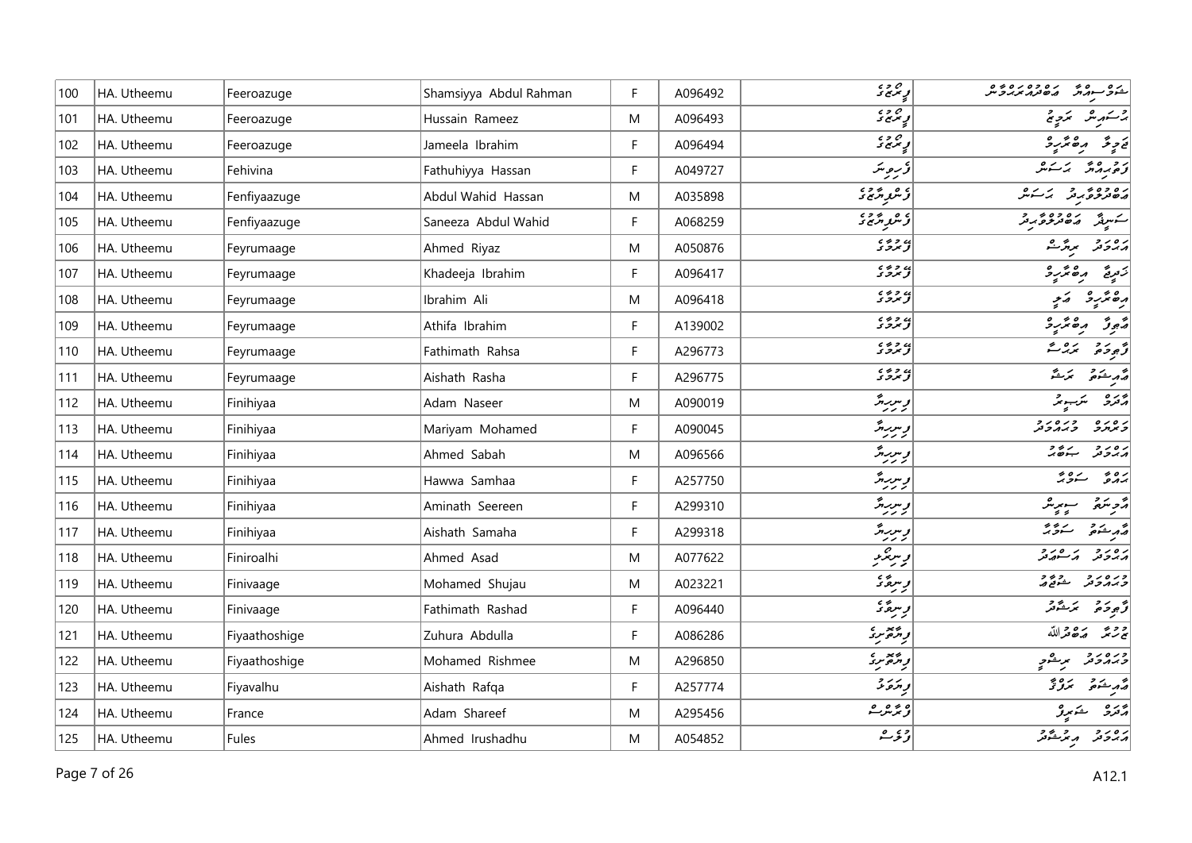| 100 | HA. Utheemu | Feeroazuge | Shamsiyya Abdul Rahman | F | A096492 | ފީރޯޒުގެ | ޝަމްސިއްޔާ އަބްދުއްރަޙްމާން |
|---|---|---|---|---|---|---|---|
| 101 | HA. Utheemu | Feeroazuge | Hussain Rameez | M | A096493 | ފީރޯޒުގެ | ޙުސައިން ރަމީޒު |
| 102 | HA. Utheemu | Feeroazuge | Jameela Ibrahim | F | A096494 | ފީރޯޒުގެ | ޖަމީލާ އިބްރާހީމް |
| 103 | HA. Utheemu | Fehivina | Fathuhiyya Hassan | F | A049727 | ފެހިވިނަ | ފަތުހިއްޔާ ޙަސަން |
| 104 | HA. Utheemu | Fenfiyaazuge | Abdul Wahid Hassan | M | A035898 | ފެންފިޔާޒުގެ | އަބްދުލްވާހިދު ޙަސަން |
| 105 | HA. Utheemu | Fenfiyaazuge | Saneeza Abdul Wahid | F | A068259 | ފެންފިޔާޒުގެ | ސަނީޒާ އަބްދުލްވާހިދު |
| 106 | HA. Utheemu | Feyrumaage | Ahmed Riyaz | M | A050876 | ފޭރުމާގެ | އަޙްމަދު ރިޔާޒު |
| 107 | HA. Utheemu | Feyrumaage | Khadeeja Ibrahim | F | A096417 | ފޭރުމާގެ | ޚަދީޖާ އިބްރާހީމް |
| 108 | HA. Utheemu | Feyrumaage | Ibrahim Ali | M | A096418 | ފޭރުމާގެ | އިބްރާހީމް އަލި |
| 109 | HA. Utheemu | Feyrumaage | Athifa Ibrahim | F | A139002 | ފޭރުމާގެ | އާތިފާ އިބްރާހީމް |
| 110 | HA. Utheemu | Feyrumaage | Fathimath Rahsa | F | A296773 | ފޭރުމާގެ | ފާތިމަތު ރަހްސާ |
| 111 | HA. Utheemu | Feyrumaage | Aishath Rasha | F | A296775 | ފޭރުމާގެ | އާއިޝަތު ރަޝާ |
| 112 | HA. Utheemu | Finihiyaa | Adam Naseer | M | A090019 | ފިނިހިޔާ | އާދަމް ނަސީރު |
| 113 | HA. Utheemu | Finihiyaa | Mariyam Mohamed | F | A090045 | ފިނިހިޔާ | މަރިޔަމް މުޙައްމަދު |
| 114 | HA. Utheemu | Finihiyaa | Ahmed Sabah | M | A096566 | ފިނިހިޔާ | އަޙްމަދު ސަބާޙް |
| 115 | HA. Utheemu | Finihiyaa | Hawwa Samhaa | F | A257750 | ފިނިހިޔާ | ޙައްވާ ސަމްހާ |
| 116 | HA. Utheemu | Finihiyaa | Aminath Seereen | F | A299310 | ފިނިހިޔާ | އާމިނަތު ސީރީން |
| 117 | HA. Utheemu | Finihiyaa | Aishath Samaha | F | A299318 | ފިނިހިޔާ | އާއިޝަތު ސަމާހާ |
| 118 | HA. Utheemu | Finiroalhi | Ahmed Asad | M | A077622 | ފިނިރޯޅި | އަޙްމަދު އަސްޢަދު |
| 119 | HA. Utheemu | Finivaage | Mohamed Shujau | M | A023221 | ފިނިވާގެ | މުޙައްމަދު ޝުޖާޢު |
| 120 | HA. Utheemu | Finivaage | Fathimath Rashad | F | A096440 | ފިނިވާގެ | ފާތިމަތު ރަޝާދު |
| 121 | HA. Utheemu | Fiyaathoshige | Zuhura Abdulla | F | A086286 | ފިޔާތޮށިގެ | ޒުހުރާ އަބްދުﷲ |
| 122 | HA. Utheemu | Fiyaathoshige | Mohamed Rishmee | M | A296850 | ފިޔާތޮށިގެ | މުޙައްމަދު ރިޝްމީ |
| 123 | HA. Utheemu | Fiyavalhu | Aishath Rafqa | F | A257774 | ފިޔަވަޅު | އާއިޝަތު ރަފްގާ |
| 124 | HA. Utheemu | France | Adam Shareef | M | A295456 | ފްރާންސް | އާދަމް ޝަރީފު |
| 125 | HA. Utheemu | Fules | Ahmed Irushadhu | M | A054852 | ފުލެސް | އަޙްމަދު އިރުޝާދު |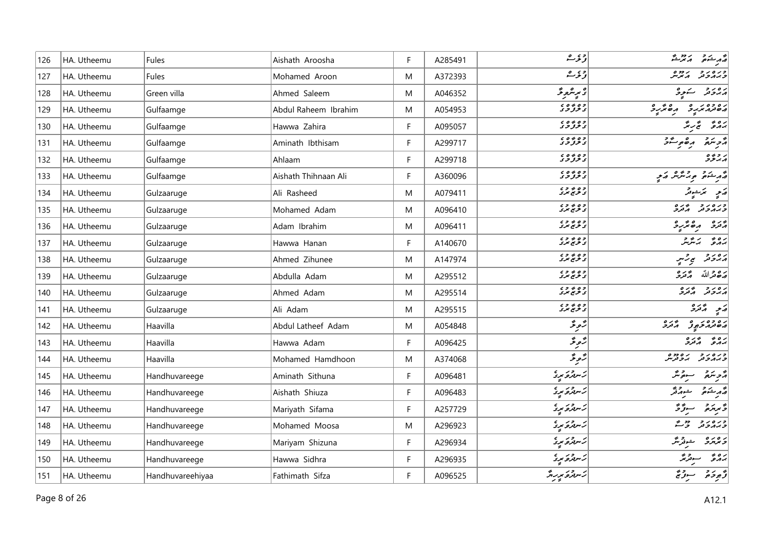| 126 | HA. Utheemu | Fules | Aishath Aroosha | F | A285491 | ފުލެސް | އައިޝަތު އަރޫޝާ |
|---|---|---|---|---|---|---|---|
| 127 | HA. Utheemu | Fules | Mohamed Aroon | M | A372393 | ފުލެސް | މުހައްމަދު އަރޫން |
| 128 | HA. Utheemu | Green villa | Ahmed Saleem | M | A046352 | ގްރީންވިލާ | އަހުމަދު ސަލީމް |
| 129 | HA. Utheemu | Gulfaamge | Abdul Raheem Ibrahim | M | A054953 | ގުލްފާމްގެ | އަބްދުއްރަޙީމް އިބްރާހީމް |
| 130 | HA. Utheemu | Gulfaamge | Hawwa Zahira | F | A095057 | ގުލްފާމްގެ | ހައްވާ ޒާހިރާ |
| 131 | HA. Utheemu | Gulfaamge | Aminath Ibthisam | F | A299717 | ގުލްފާމްގެ | އާމިނަތު އިބްތިސާމް |
| 132 | HA. Utheemu | Gulfaamge | Ahlaam | F | A299718 | ގުލްފާމްގެ | އަހުލާމް |
| 133 | HA. Utheemu | Gulfaamge | Aishath Thihnaan Ali | F | A360096 | ގުލްފާމްގެ | އައިޝަތު ތިހުނާން އަލި |
| 134 | HA. Utheemu | Gulzaaruge | Ali Rasheed | M | A079411 | ގުލްޒާރުގެ | އަލި ރަޝީދު |
| 135 | HA. Utheemu | Gulzaaruge | Mohamed Adam | M | A096410 | ގުލްޒާރުގެ | މުހައްމަދު އާދަމް |
| 136 | HA. Utheemu | Gulzaaruge | Adam Ibrahim | M | A096411 | ގުލްޒާރުގެ | އާދަމް އިބްރާހީމް |
| 137 | HA. Utheemu | Gulzaaruge | Hawwa Hanan | F | A140670 | ގުލްޒާރުގެ | ހައްވާ ހަނާން |
| 138 | HA. Utheemu | Gulzaaruge | Ahmed Zihunee | M | A147974 | ގުލްޒާރުގެ | އަހުމަދު ޒިހުނީ |
| 139 | HA. Utheemu | Gulzaaruge | Abdulla Adam | M | A295512 | ގުލްޒާރުގެ | އަބްދުﷲ އާދަމް |
| 140 | HA. Utheemu | Gulzaaruge | Ahmed Adam | M | A295514 | ގުލްޒާރުގެ | އަހުމަދު އާދަމް |
| 141 | HA. Utheemu | Gulzaaruge | Ali Adam | M | A295515 | ގުލްޒާރުގެ | އަލި އާދަމް |
| 142 | HA. Utheemu | Haavilla | Abdul Latheef Adam | M | A054848 | ހާވިލާ | އަބްދުއްލަތީފު އާދަމް |
| 143 | HA. Utheemu | Haavilla | Hawwa Adam | F | A096425 | ހާވިލާ | ހައްވާ އާދަމް |
| 144 | HA. Utheemu | Haavilla | Mohamed Hamdhoon | M | A374068 | ހާވިލާ | މުހައްމަދު ހަމްދޫން |
| 145 | HA. Utheemu | Handhuvareege | Aminath Sithuna | F | A096481 | ހަނދުވަރީގެ | އާމިނަތު ސިތުނާ |
| 146 | HA. Utheemu | Handhuvareege | Aishath Shiuza | F | A096483 | ހަނދުވަރީގެ | އައިޝަތު ޝިއުޒާ |
| 147 | HA. Utheemu | Handhuvareege | Mariyath Sifama | F | A257729 | ހަނދުވަރީގެ | މާރިޔަތު ސިފާމާ |
| 148 | HA. Utheemu | Handhuvareege | Mohamed Moosa | M | A296923 | ހަނދުވަރީގެ | މުހައްމަދު މޫސާ |
| 149 | HA. Utheemu | Handhuvareege | Mariyam Shizuna | F | A296934 | ހަނދުވަރީގެ | މަރިޔަމް ޝިޒުނާ |
| 150 | HA. Utheemu | Handhuvareege | Hawwa Sidhra | F | A296935 | ހަނދުވަރީގެ | ހައްވާ ސިދްރާ |
| 151 | HA. Utheemu | Handhuvareehiyaa | Fathimath Sifza | F | A096525 | ހަނދުވަރީހިޔާ | ފާތިމަތު ސިފްޒާ |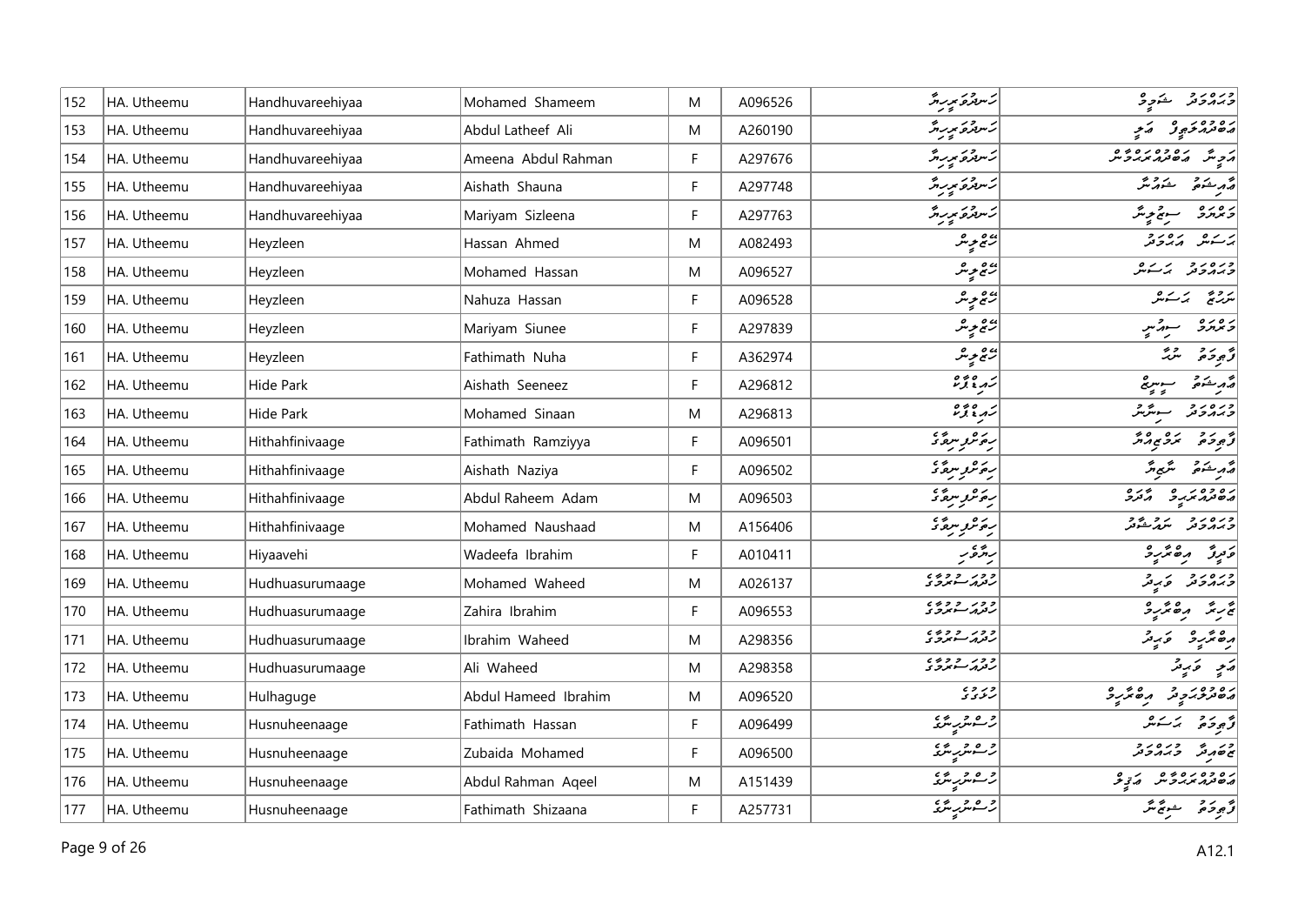| 152 | HA. Utheemu | Handhuvareehiyaa | Mohamed Shameem | M | A096526 | ހަނދުވަރީހިޔާ | މުހައްމަދު ޝަމީމް |
|---|---|---|---|---|---|---|---|
| 153 | HA. Utheemu | Handhuvareehiyaa | Abdul Latheef Ali | M | A260190 | ހަނދުވަރީހިޔާ | އަބްދުއްލަތީފު އަލި |
| 154 | HA. Utheemu | Handhuvareehiyaa | Ameena Abdul Rahman | F | A297676 | ހަނދުވަރީހިޔާ | އަމީނާ އަބްދުއްރަޙްމާން |
| 155 | HA. Utheemu | Handhuvareehiyaa | Aishath Shauna | F | A297748 | ހަނދުވަރީހިޔާ | އާއިޝަތު ޝައުނާ |
| 156 | HA. Utheemu | Handhuvareehiyaa | Mariyam Sizleena | F | A297763 | ހަނދުވަރީހިޔާ | މަރިޔަމް ސިޒްލީނާ |
| 157 | HA. Utheemu | Heyzleen | Hassan Ahmed | M | A082493 | ހޭޒްލީން | ހަސަން އަހްމަދު |
| 158 | HA. Utheemu | Heyzleen | Mohamed Hassan | M | A096527 | ހޭޒްލީން | މުހައްމަދު ހަސަން |
| 159 | HA. Utheemu | Heyzleen | Nahuza Hassan | F | A096528 | ހޭޒްލީން | ނަހުޒާ ހަސަން |
| 160 | HA. Utheemu | Heyzleen | Mariyam Siunee | F | A297839 | ހޭޒްލީން | މަރިޔަމް ސިއުނީ |
| 161 | HA. Utheemu | Heyzleen | Fathimath Nuha | F | A362974 | ހޭޒްލީން | ފާތިމަތު ނުހާ |
| 162 | HA. Utheemu | Hide Park | Aishath Seeneez | F | A296812 | ހައިޑްޕާކް | އާއިޝަތު ސީނީޒް |
| 163 | HA. Utheemu | Hide Park | Mohamed Sinaan | M | A296813 | ހައިޑްޕާކް | މުހައްމަދު ސިނާން |
| 164 | HA. Utheemu | Hithahfinivaage | Fathimath Ramziyya | F | A096501 | ހިތަފިނިވާގެ | ފާތިމަތު ރަމްޒިއްޔާ |
| 165 | HA. Utheemu | Hithahfinivaage | Aishath Naziya | F | A096502 | ހިތަފިނިވާގެ | އާއިޝަތު ނާޒިޔާ |
| 166 | HA. Utheemu | Hithahfinivaage | Abdul Raheem Adam | M | A096503 | ހިތަފިނިވާގެ | އަބްދުއްރަޙީމް އާދަމް |
| 167 | HA. Utheemu | Hithahfinivaage | Mohamed Naushaad | M | A156406 | ހިތަފިނިވާގެ | މުހައްމަދު ނައުޝާދު |
| 168 | HA. Utheemu | Hiyaavehi | Wadeefa Ibrahim | F | A010411 | ހިޔާވެހި | ވަދީފާ އިބްރާހީމް |
| 169 | HA. Utheemu | Hudhuasurumaage | Mohamed Waheed | M | A026137 | ހުދުއަސުރުމާގެ | މުހައްމަދު ވަހީދު |
| 170 | HA. Utheemu | Hudhuasurumaage | Zahira Ibrahim | F | A096553 | ހުދުއަސުރުމާގެ | ޒާހިރާ އިބްރާހީމް |
| 171 | HA. Utheemu | Hudhuasurumaage | Ibrahim Waheed | M | A298356 | ހުދުއަސުރުމާގެ | އިބްރާހީމް ވަހީދު |
| 172 | HA. Utheemu | Hudhuasurumaage | Ali Waheed | M | A298358 | ހުދުއަސުރުމާގެ | އަލި ވަހީދު |
| 173 | HA. Utheemu | Hulhaguge | Abdul Hameed Ibrahim | M | A096520 | ހުޅަގުގެ | އަބްދުލްހަމީދު އިބްރާހީމް |
| 174 | HA. Utheemu | Husnuheenaage | Fathimath Hassan | F | A096499 | ހުސްނުހީނާގެ | ފާތިމަތު ހަސަން |
| 175 | HA. Utheemu | Husnuheenaage | Zubaida Mohamed | F | A096500 | ހުސްނުހީނާގެ | ޒުބައިދާ މުހައްމަދު |
| 176 | HA. Utheemu | Husnuheenaage | Abdul Rahman Aqeel | M | A151439 | ހުސްނުހީނާގެ | އަބްދުއްރަޙްމާން އަޤީލް |
| 177 | HA. Utheemu | Husnuheenaage | Fathimath Shizaana | F | A257731 | ހުސްނުހީނާގެ | ފާތިމަތު ޝިޒާނާ |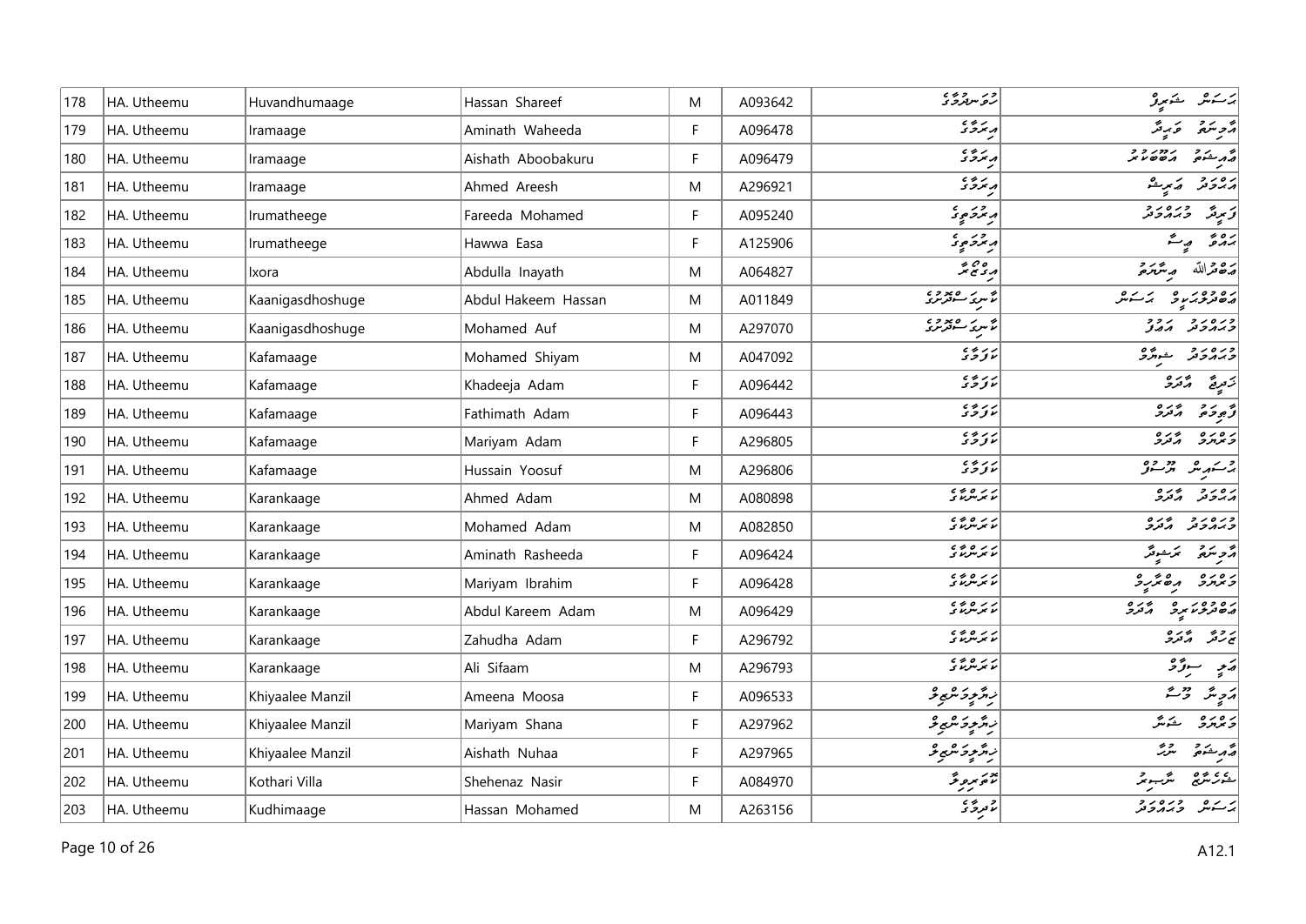| 178 | HA. Utheemu | Huvandhumaage | Hassan Shareef | M | A093642 | ހުވަނދުމާގެ | ހަސަން ޝަރީފް |
|---|---|---|---|---|---|---|---|
| 179 | HA. Utheemu | Iramaage | Aminath Waheeda | F | A096478 | އިރަމާގެ | އާމިނަތު ވަހީދާ |
| 180 | HA. Utheemu | Iramaage | Aishath Aboobakuru | F | A096479 | އިރަމާގެ | އާއިޝަތު އަބޫބަކުރު |
| 181 | HA. Utheemu | Iramaage | Ahmed Areesh | M | A296921 | އިރަމާގެ | އަހުމަދު އަރީޝް |
| 182 | HA. Utheemu | Irumatheege | Fareeda Mohamed | F | A095240 | އިރުމަތީގެ | ފަރީދާ މުހައްމަދު |
| 183 | HA. Utheemu | Irumatheege | Hawwa Easa | F | A125906 | އިރުމަތީގެ | ހައްވާ ޢީސާ |
| 184 | HA. Utheemu | Ixora | Abdulla Inayath | M | A064827 | އިގްޒޯރާ | އަބްދުﷲ ޢިނާޔަތު |
| 185 | HA. Utheemu | Kaanigasdhoshuge | Abdul Hakeem Hassan | M | A011849 | ކާނިގަސްދޮށުގެ | އަބްދުލްޙަކީމް ހަސަން |
| 186 | HA. Utheemu | Kaanigasdhoshuge | Mohamed Auf | M | A297070 | ކާނިގަސްދޮށުގެ | މުހައްމަދު އައުފު |
| 187 | HA. Utheemu | Kafamaage | Mohamed Shiyam | M | A047092 | ކަފަމާގެ | މުހައްމަދު ޝިޔާމް |
| 188 | HA. Utheemu | Kafamaage | Khadeeja Adam | F | A096442 | ކަފަމާގެ | ޚަދީޖާ އާދަމް |
| 189 | HA. Utheemu | Kafamaage | Fathimath Adam | F | A096443 | ކަފަމާގެ | ފާތިމަތު އާދަމް |
| 190 | HA. Utheemu | Kafamaage | Mariyam Adam | F | A296805 | ކަފަމާގެ | މަރިޔަމް އާދަމް |
| 191 | HA. Utheemu | Kafamaage | Hussain Yoosuf | M | A296806 | ކަފަމާގެ | ހުސައިން ޔޫސުފް |
| 192 | HA. Utheemu | Karankaage | Ahmed Adam | M | A080898 | ކަރަންކާގެ | އަހުމަދު އާދަމް |
| 193 | HA. Utheemu | Karankaage | Mohamed Adam | M | A082850 | ކަރަންކާގެ | މުހައްމަދު އާދަމް |
| 194 | HA. Utheemu | Karankaage | Aminath Rasheeda | F | A096424 | ކަރަންކާގެ | އާމިނަތު ރަޝީދާ |
| 195 | HA. Utheemu | Karankaage | Mariyam Ibrahim | F | A096428 | ކަރަންކާގެ | މަރިޔަމް އިބްރާހިމް |
| 196 | HA. Utheemu | Karankaage | Abdul Kareem Adam | M | A096429 | ކަރަންކާގެ | އަބްދުލްކަރީމް އާދަމް |
| 197 | HA. Utheemu | Karankaage | Zahudha Adam | F | A296792 | ކަރަންކާގެ | ޒަހުދާ އާދަމް |
| 198 | HA. Utheemu | Karankaage | Ali Sifaam | M | A296793 | ކަރަންކާގެ | އަލި ސިފާމް |
| 199 | HA. Utheemu | Khiyaalee Manzil | Ameena Moosa | F | A096533 | ޚިޔާލީމަންޒިލް | އަމީނާ މޫސާ |
| 200 | HA. Utheemu | Khiyaalee Manzil | Mariyam Shana | F | A297962 | ޚިޔާލީމަންޒިލް | މަރިޔަމް ޝަނާ |
| 201 | HA. Utheemu | Khiyaalee Manzil | Aishath Nuhaa | F | A297965 | ޚިޔާލީމަންޒިލް | އާއިޝަތު ނުހާ |
| 202 | HA. Utheemu | Kothari Villa | Shehenaz Nasir | F | A084970 | ކޮތަރިވިލާ | ޝެހެނާޒް ނާސިރު |
| 203 | HA. Utheemu | Kudhimaage | Hassan Mohamed | M | A263156 | ކުދިމާގެ | ހަސަން މުހައްމަދު |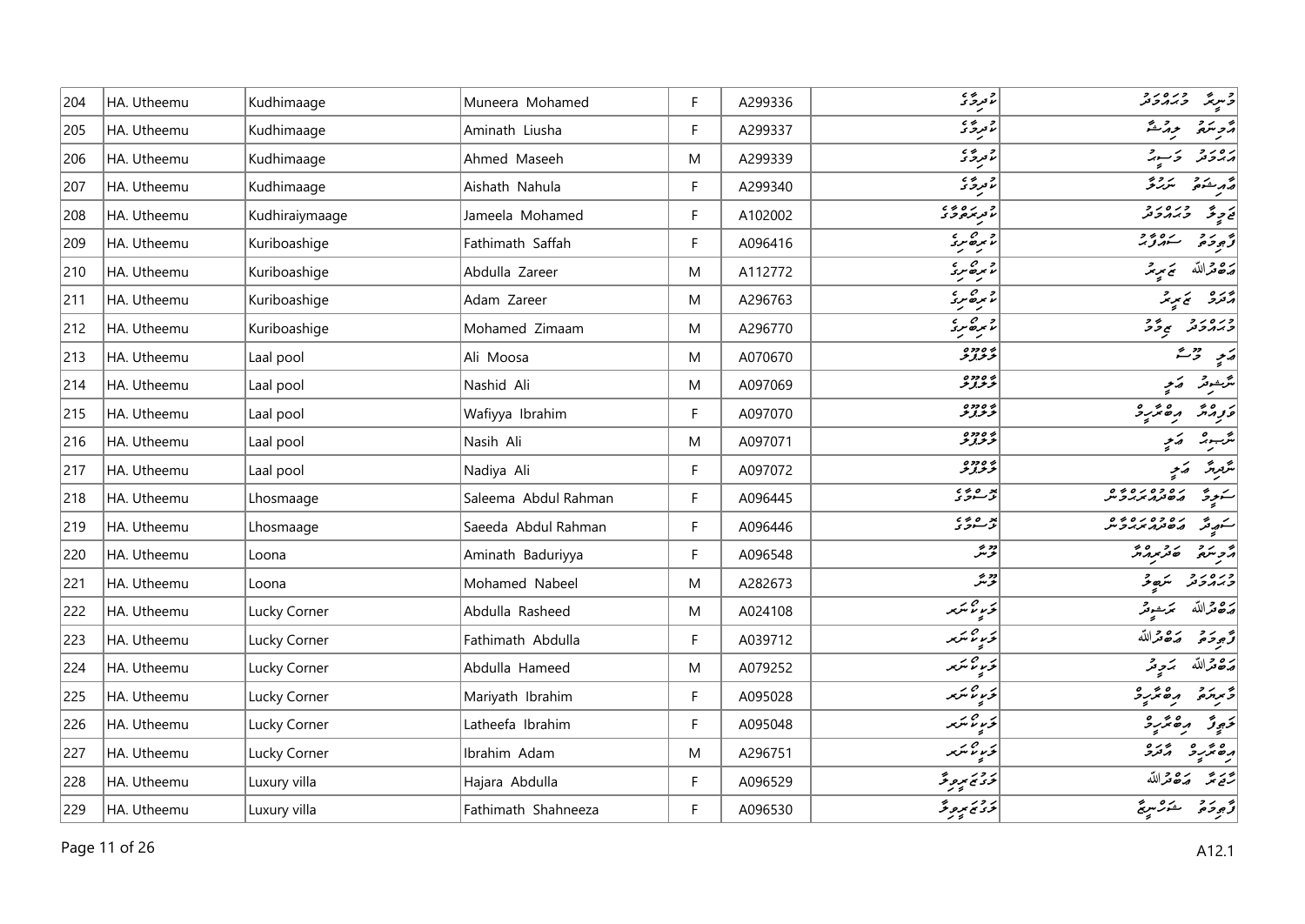| 204 | HA. Utheemu | Kudhimaage | Muneera Mohamed | F | A299336 | ކުދިމާގެ | މުނީރާ މުހައްމަދު |
|---|---|---|---|---|---|---|---|
| 205 | HA. Utheemu | Kudhimaage | Aminath Liusha | F | A299337 | ކުދިމާގެ | އާމިނަތު ލިއުޝާ |
| 206 | HA. Utheemu | Kudhimaage | Ahmed Maseeh | M | A299339 | ކުދިމާގެ | އަޙްމަދު މަސީޙު |
| 207 | HA. Utheemu | Kudhimaage | Aishath Nahula | F | A299340 | ކުދިމާގެ | އައިޝަތު ނަހުލާ |
| 208 | HA. Utheemu | Kudhiraiymaage | Jameela Mohamed | F | A102002 | ކުދިރަތްމާގެ | ޖަމީލާ މުހައްމަދު |
| 209 | HA. Utheemu | Kuriboashige | Fathimath Saffah | F | A096416 | ކުރިބޯށިގެ | ފާތިމަތު ސައްފާހު |
| 210 | HA. Utheemu | Kuriboashige | Abdulla Zareer | M | A112772 | ކުރިބޯށިގެ | އަބްދުﷲ ޒަރީރު |
| 211 | HA. Utheemu | Kuriboashige | Adam Zareer | M | A296763 | ކުރިބޯށިގެ | އާދަމް ޒަރީރު |
| 212 | HA. Utheemu | Kuriboashige | Mohamed Zimaam | M | A296770 | ކުރިބޯށިގެ | މުހައްމަދު ޒިމާމް |
| 213 | HA. Utheemu | Laal pool | Ali Moosa | M | A070670 | ލާލްޕޫލް | އަލި މޫސާ |
| 214 | HA. Utheemu | Laal pool | Nashid Ali | M | A097069 | ލާލްޕޫލް | ނާޝިދު އަލި |
| 215 | HA. Utheemu | Laal pool | Wafiyya Ibrahim | F | A097070 | ލާލްޕޫލް | ވަފިއްޔާ އިބްރާހިމް |
| 216 | HA. Utheemu | Laal pool | Nasih Ali | M | A097071 | ލާލްޕޫލް | ނާސިހް އަލި |
| 217 | HA. Utheemu | Laal pool | Nadiya Ali | F | A097072 | ލާލްޕޫލް | ނާދިޔާ އަލި |
| 218 | HA. Utheemu | Lhosmaage | Saleema Abdul Rahman | F | A096445 | ޅޮސްމާގެ | ސަލީމާ އަބްދުއްރަހްމާން |
| 219 | HA. Utheemu | Lhosmaage | Saeeda Abdul Rahman | F | A096446 | ޅޮސްމާގެ | ސަޢީދާ އަބްދުއްރަހްމާން |
| 220 | HA. Utheemu | Loona | Aminath Baduriyya | F | A096548 | ލޫނާ | އާމިނަތު ބަދުރިއްޔާ |
| 221 | HA. Utheemu | Loona | Mohamed Nabeel | M | A282673 | ލޫނާ | މުހައްމަދު ނަބީލް |
| 222 | HA. Utheemu | Lucky Corner | Abdulla Rasheed | M | A024108 | ލަކީކޯނަރ | އަބްދުﷲ ރަޝީދު |
| 223 | HA. Utheemu | Lucky Corner | Fathimath Abdulla | F | A039712 | ލަކީކޯނަރ | ފާތިމަތު އަބްދުﷲ |
| 224 | HA. Utheemu | Lucky Corner | Abdulla Hameed | M | A079252 | ލަކީކޯނަރ | އަބްދުﷲ ހަމީދު |
| 225 | HA. Utheemu | Lucky Corner | Mariyath Ibrahim | F | A095028 | ލަކީކޯނަރ | މާރިޔަތު އިބްރާހިމް |
| 226 | HA. Utheemu | Lucky Corner | Latheefa Ibrahim | F | A095048 | ލަކީކޯނަރ | ލަތީފާ އިބްރާހިމް |
| 227 | HA. Utheemu | Lucky Corner | Ibrahim Adam | M | A296751 | ލަކީކޯނަރ | އިބްރާހިމް އާދަމް |
| 228 | HA. Utheemu | Luxury villa | Hajara Abdulla | F | A096529 | ލަގްޒަރީވިލާ | ހާޖަރާ އަބްދުﷲ |
| 229 | HA. Utheemu | Luxury villa | Fathimath Shahneeza | F | A096530 | ލަގްޒަރީވިލާ | ފާތިމަތު ޝަހްނީޒާ |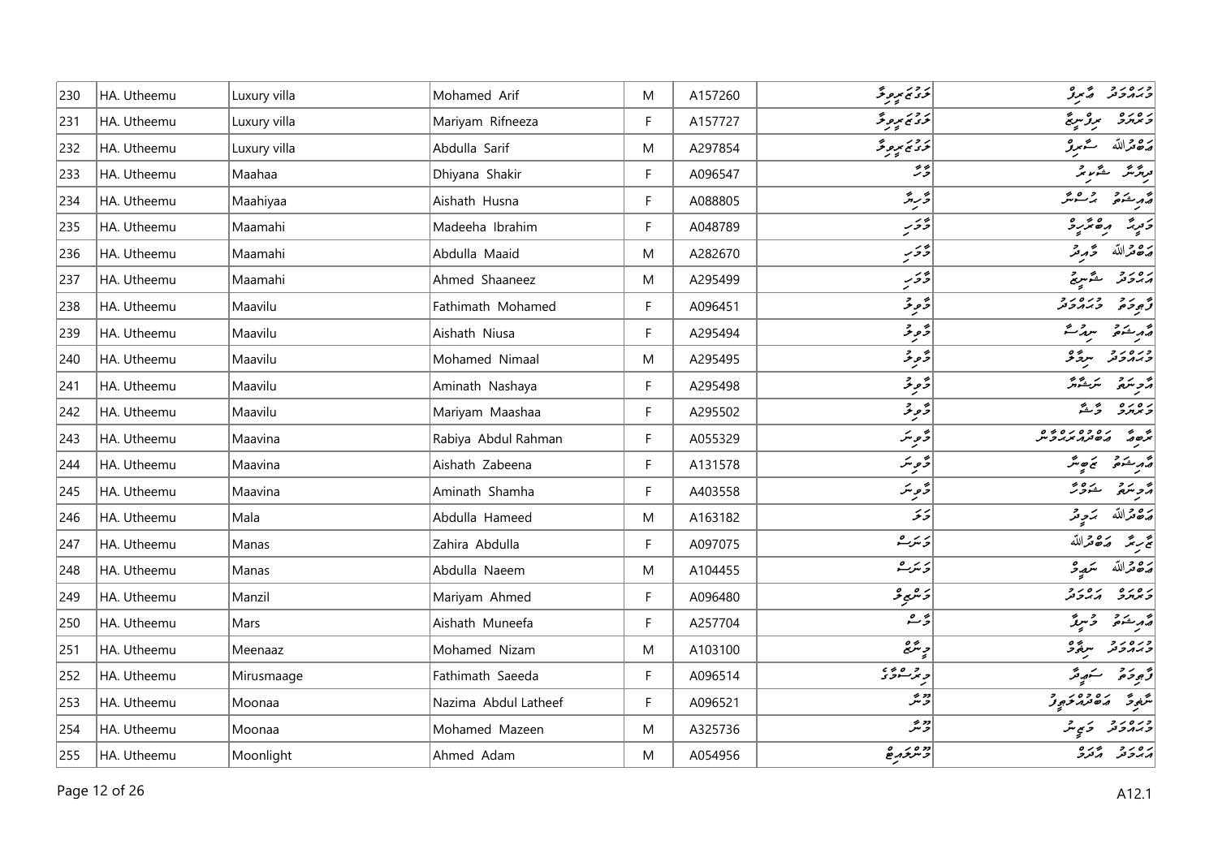| 230 | HA. Utheemu | Luxury villa | Mohamed Arif | M | A157260 | ލަގްޒަރީވިލާ | މުހައްމަދު އާރިފް |
|---|---|---|---|---|---|---|---|
| 231 | HA. Utheemu | Luxury villa | Mariyam Rifneeza | F | A157727 | ލަގްޒަރީވިލާ | މަރިޔަމް ރިފްނީޒާ |
| 232 | HA. Utheemu | Luxury villa | Abdulla Sarif | M | A297854 | ލަގްޒަރީވިލާ | އަބްދުﷲ ސާރިފް |
| 233 | HA. Utheemu | Maahaa | Dhiyana Shakir | F | A096547 | މާހާ | ދިޔާނާ ޝާކިރު |
| 234 | HA. Utheemu | Maahiyaa | Aishath Husna | F | A088805 | މާހިޔާ | އާއިޝަތު ހުސްނާ |
| 235 | HA. Utheemu | Maamahi | Madeeha Ibrahim | F | A048789 | މާމަހި | މަދީހާ އިބްރާހީމް |
| 236 | HA. Utheemu | Maamahi | Abdulla Maaid | M | A282670 | މާމަހި | އަބްދުﷲ މާއިދު |
| 237 | HA. Utheemu | Maamahi | Ahmed Shaaneez | M | A295499 | މާމަހި | އަހްމަދު ޝާނީޒް |
| 238 | HA. Utheemu | Maavilu | Fathimath Mohamed | F | A096451 | މާވިލު | ފާތިމަތު މުހައްމަދު |
| 239 | HA. Utheemu | Maavilu | Aishath Niusa | F | A295494 | މާވިލު | އާއިޝަތު ނިއުސާ |
| 240 | HA. Utheemu | Maavilu | Mohamed Nimaal | M | A295495 | މާވިލު | މުހައްމަދު ނިމާލް |
| 241 | HA. Utheemu | Maavilu | Aminath Nashaya | F | A295498 | މާވިލު | އާމިނަތު ނަޝާޔާ |
| 242 | HA. Utheemu | Maavilu | Mariyam Maashaa | F | A295502 | މާވިލު | މަރިޔަމް މާޝާ |
| 243 | HA. Utheemu | Maavina | Rabiya Abdul Rahman | F | A055329 | މާވިނަ | ރާބިޔާ އަބްދުލްރަހްމާން |
| 244 | HA. Utheemu | Maavina | Aishath Zabeena | F | A131578 | މާވިނަ | އާއިޝަތު ޒަބީނާ |
| 245 | HA. Utheemu | Maavina | Aminath Shamha | F | A403558 | މާވިނަ | އާމިނަތު ޝަމްހާ |
| 246 | HA. Utheemu | Mala | Abdulla Hameed | M | A163182 | މަލަ | އަބްދުﷲ ހަމީދު |
| 247 | HA. Utheemu | Manas | Zahira Abdulla | F | A097075 | މަނަސް | ޒާހިރާ އަބްދުﷲ |
| 248 | HA. Utheemu | Manas | Abdulla Naeem | M | A104455 | މަނަސް | އަބްދުﷲ ނައީމް |
| 249 | HA. Utheemu | Manzil | Mariyam Ahmed | F | A096480 | މަންޒިލް | މަރިޔަމް އަހްމަދު |
| 250 | HA. Utheemu | Mars | Aishath Muneefa | F | A257704 | މާސް | އާއިޝަތު މުނީފާ |
| 251 | HA. Utheemu | Meenaaz | Mohamed Nizam | M | A103100 | މީނާޒް | މުހައްމަދު ނިޒާމް |
| 252 | HA. Utheemu | Mirusmaage | Fathimath Saeeda | F | A096514 | މިރުސްމާގެ | ފާތިމަތު ސައީދާ |
| 253 | HA. Utheemu | Moonaa | Nazima Abdul Latheef | F | A096521 | މޫނާ | ނާޒިމާ އަބްދުއްލަތީފު |
| 254 | HA. Utheemu | Moonaa | Mohamed Mazeen | M | A325736 | މޫނާ | މުހައްމަދު މަޒީން |
| 255 | HA. Utheemu | Moonlight | Ahmed Adam | M | A054956 | މޫންލައިޓް | އަހްމަދު އާދަމް |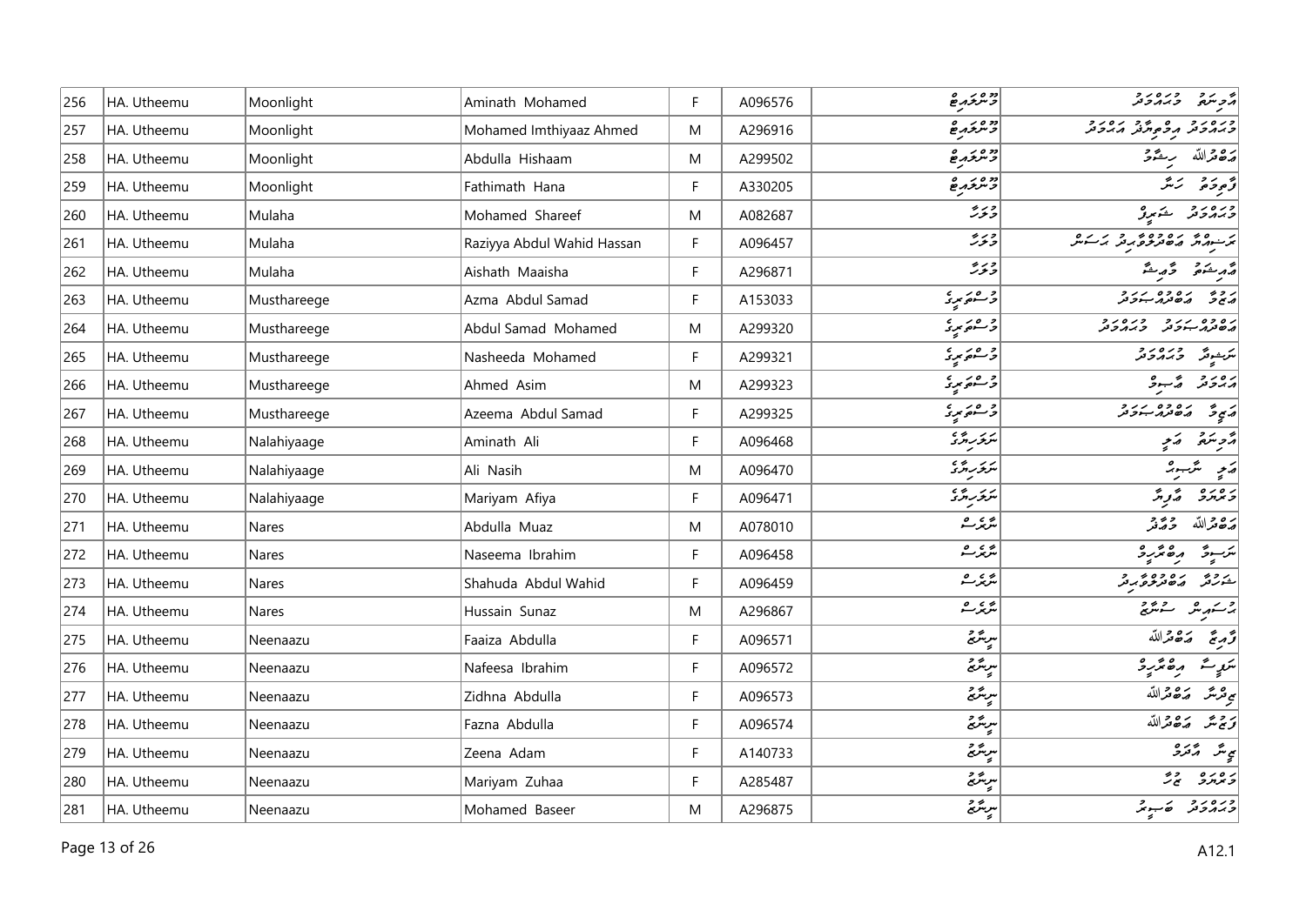| 256 | HA. Utheemu | Moonlight | Aminath Mohamed | F | A096576 | ޫމޫންލައިޓް | އާމިނަތު މުޙައްމަދު |
|---|---|---|---|---|---|---|---|
| 257 | HA. Utheemu | Moonlight | Mohamed Imthiyaaz Ahmed | M | A296916 | ޫމޫންލައިޓް | މުޙައްމަދު އިމްތިޔާޒު އަޙްމަދު |
| 258 | HA. Utheemu | Moonlight | Abdulla Hishaam | M | A299502 | ޫމޫންލައިޓް | އަބްދުﷲ ހިޝާމު |
| 259 | HA. Utheemu | Moonlight | Fathimath Hana | F | A330205 | ޫމޫންލައިޓް | ފާތިމަތު ހަނާ |
| 260 | HA. Utheemu | Mulaha | Mohamed Shareef | M | A082687 | މުލަހާ | މުޙައްމަދު ޝަރީފު |
| 261 | HA. Utheemu | Mulaha | Raziyya Abdul Wahid Hassan | F | A096457 | މުލަހާ | ރަޟިއްޔާ އަބްދުލްވާޙިދު ހަސަން |
| 262 | HA. Utheemu | Mulaha | Aishath Maaisha | F | A296871 | މުލަހާ | އާއިޝަތު މާއިޝާ |
| 263 | HA. Utheemu | Musthareege | Azma Abdul Samad | F | A153033 | މުސްތަރީގެ | އަޒްމާ އަބްދުލްސަމަދު |
| 264 | HA. Utheemu | Musthareege | Abdul Samad Mohamed | M | A299320 | މުސްތަރީގެ | އަބްދުލްސަމަދު މުޙައްމަދު |
| 265 | HA. Utheemu | Musthareege | Nasheeda Mohamed | F | A299321 | މުސްތަރީގެ | ނަޝީދާ މުޙައްމަދު |
| 266 | HA. Utheemu | Musthareege | Ahmed Asim | M | A299323 | މުސްތަރީގެ | އަޙްމަދު އާސިމް |
| 267 | HA. Utheemu | Musthareege | Azeema Abdul Samad | F | A299325 | މުސްތަރީގެ | އަޒީމާ އަބްދުލްސަމަދު |
| 268 | HA. Utheemu | Nalahiyaage | Aminath Ali | F | A096468 | ނަލަހިޔާގެ | އާމިނަތު އަލި |
| 269 | HA. Utheemu | Nalahiyaage | Ali Nasih | M | A096470 | ނަލަހިޔާގެ | އަލި ނާސިޙު |
| 270 | HA. Utheemu | Nalahiyaage | Mariyam Afiya | F | A096471 | ނަލަހިޔާގެ | މަރިޔަމް އާފިޔާ |
| 271 | HA. Utheemu | Nares | Abdulla Muaz | M | A078010 | ނަރެސް | އަބްދުﷲ މުޢާޛު |
| 272 | HA. Utheemu | Nares | Naseema Ibrahim | F | A096458 | ނަރެސް | ނަސީމާ އިބްރާހިމް |
| 273 | HA. Utheemu | Nares | Shahuda Abdul Wahid | F | A096459 | ނަރެސް | ޝަހުދާ އަބްދުލްވާޙިދު |
| 274 | HA. Utheemu | Nares | Hussain Sunaz | M | A296867 | ނަރެސް | ޙުސައިން ސުނާޒް |
| 275 | HA. Utheemu | Neenaazu | Faaiza Abdulla | F | A096571 | ނީނާޒު | ފާއިޒާ އަބްދުﷲ |
| 276 | HA. Utheemu | Neenaazu | Nafeesa Ibrahim | F | A096572 | ނީނާޒު | ނަފީސާ އިބްރާހިމް |
| 277 | HA. Utheemu | Neenaazu | Zidhna Abdulla | F | A096573 | ނީނާޒު | ޒިދުނާ އަބްދުﷲ |
| 278 | HA. Utheemu | Neenaazu | Fazna Abdulla | F | A096574 | ނީނާޒު | ފަޒްނާ އަބްދުﷲ |
| 279 | HA. Utheemu | Neenaazu | Zeena Adam | F | A140733 | ނީނާޒު | ޒީނާ އާދަމް |
| 280 | HA. Utheemu | Neenaazu | Mariyam Zuhaa | F | A285487 | ނީނާޒު | މަރިޔަމް ޒުހާ |
| 281 | HA. Utheemu | Neenaazu | Mohamed Baseer | M | A296875 | ނީނާޒު | މުޙައްމަދު ބަޞީރު |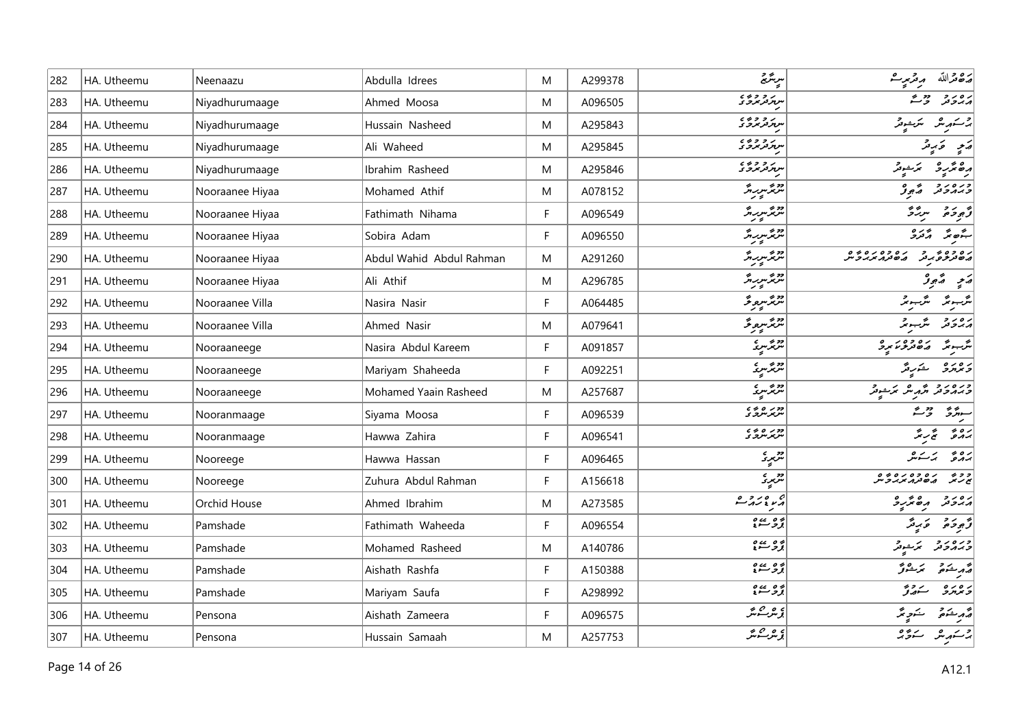| 282 | HA. Utheemu | Neenaazu | Abdulla Idrees | M | A299378 | سِرِسَّرَّج | رَحْمَدُاللّٰہ مِرِمَرِسْہ |
|---|---|---|---|---|---|---|---|
| 283 | HA. Utheemu | Niyadhurumaage | Ahmed Moosa | M | A096505 | سِرَمَرْمَرْدَّی | رَرُوْرَ دُرْ |
| 284 | HA. Utheemu | Niyadhurumaage | Hussain Nasheed | M | A295843 | سِرَمَرْمَرْدَّی | بُرْسَمَرِسْ سَرَشِيدَرْ |
| 285 | HA. Utheemu | Niyadhurumaage | Ali Waheed | M | A295845 | سِرَمَرْمَرْدَّی | رَمِ وَرِيْرُ |
| 286 | HA. Utheemu | Niyadhurumaage | Ibrahim Rasheed | M | A295846 | سِرَمَرْمَرْدَّی | رِهِ مَرْرِدُ بَرَشِيدُ |
| 287 | HA. Utheemu | Nooraanee Hiyaa | Mohamed Athif | M | A078152 | شَرَّسِرِرَّ | دِرَرْوَرْ رَّمُوْرُ |
| 288 | HA. Utheemu | Nooraanee Hiyaa | Fathimath Nihama | F | A096549 | شَرَّسِرِرَّ | ؤُجِوَدُ سِرَرُّ |
| 289 | HA. Utheemu | Nooraanee Hiyaa | Sobira Adam | F | A096550 | شَرَّسِرِرَّ | سِنُوِمَّ مُّتَرِدْ |
| 290 | HA. Utheemu | Nooraanee Hiyaa | Abdul Wahid Abdul Rahman | M | A291260 | شَرَّسِرِرَّ | رَهْتَرْدُّرِيْرُ رَهْتَرْمَرَبْرُدَّسْ |
| 291 | HA. Utheemu | Nooraanee Hiyaa | Ali Athif | M | A296785 | شَرَّسِرِرَّ | رَمِ مُّجِوْرُ |
| 292 | HA. Utheemu | Nooraanee Villa | Nasira Nasir | F | A064485 | شَرَّسِرِوِرَّ | سَّرَجَوِبَرَّ سَّرَجَوِبَرُ |
| 293 | HA. Utheemu | Nooraanee Villa | Ahmed Nasir | M | A079641 | شَرَّسِرِوِرَّ | رَرُوْرَ سَّرَجَوِبَرُ |
| 294 | HA. Utheemu | Nooraaneege | Nasira Abdul Kareem | F | A091857 | شَرَّسِرِی | سَّرَجَوِبَرَّ رَهْتَرْدَّدَّبِرْدُ |
| 295 | HA. Utheemu | Nooraaneege | Mariyam Shaheeda | F | A092251 | شَرَّسِرِی | دَبْرُرَدُ شَرِيدَرَّ |
| 296 | HA. Utheemu | Nooraaneege | Mohamed Yaain Rasheed | M | A257687 | شَرَّسِرِی | دِرَرْوَرْ تُرْمِرْسْ بَرَشِيدَرْ |
| 297 | HA. Utheemu | Nooranmaage | Siyama Moosa | F | A096539 | شَرَرْسَرْدَّی | سِوِرْدُّ دُرْسُ |
| 298 | HA. Utheemu | Nooranmaage | Hawwa Zahira | F | A096541 | شَرَرْسَرْدَّی | رَرْدُ يَّرِبَرَّ |
| 299 | HA. Utheemu | Nooreege | Hawwa Hassan | F | A096465 | شَرِبِرِی | رَرْدُ بَرَسَرْسْ |
| 300 | HA. Utheemu | Nooreege | Zuhura Abdul Rahman | F | A156618 | شَرِبِرِی | يْرُرَّ رَهْتَرْمَرَبْرُدَّسْ |
| 301 | HA. Utheemu | Orchid House | Ahmed Ibrahim | M | A273585 | رُسِعْ رَرْرَسْ | رَرُوْرَ رِهِ مَرْرِدُ |
| 302 | HA. Utheemu | Pamshade | Fathimath Waheeda | F | A096554 | بُرْدُسَّعْ | ؤُجِوَدُ وَرِيدَرَّ |
| 303 | HA. Utheemu | Pamshade | Mohamed Rasheed | M | A140786 | بُرْدُسَّعْ | دِرَرْوَرْ بَرَشِيدَرْ |
| 304 | HA. Utheemu | Pamshade | Aishath Rashfa | F | A150388 | بُرْدُسَّعْ | مُّرِشَوَدُ بَرَشْوُرَّ |
| 305 | HA. Utheemu | Pamshade | Mariyam Saufa | F | A298992 | بُرْدُسَّعْ | دَبْرُرَدُ سَرَرُوُرَّ |
| 306 | HA. Utheemu | Pensona | Aishath Zameera | F | A096575 | بُوسْرْسُرْسَرَّ | مُّرِشَوَدُ سَوِبِرَّ |
| 307 | HA. Utheemu | Pensona | Hussain Samaah | M | A257753 | بُوسْرْسُرْسَرَّ | بُرْسَمَرِسْ سَرَدُرْ |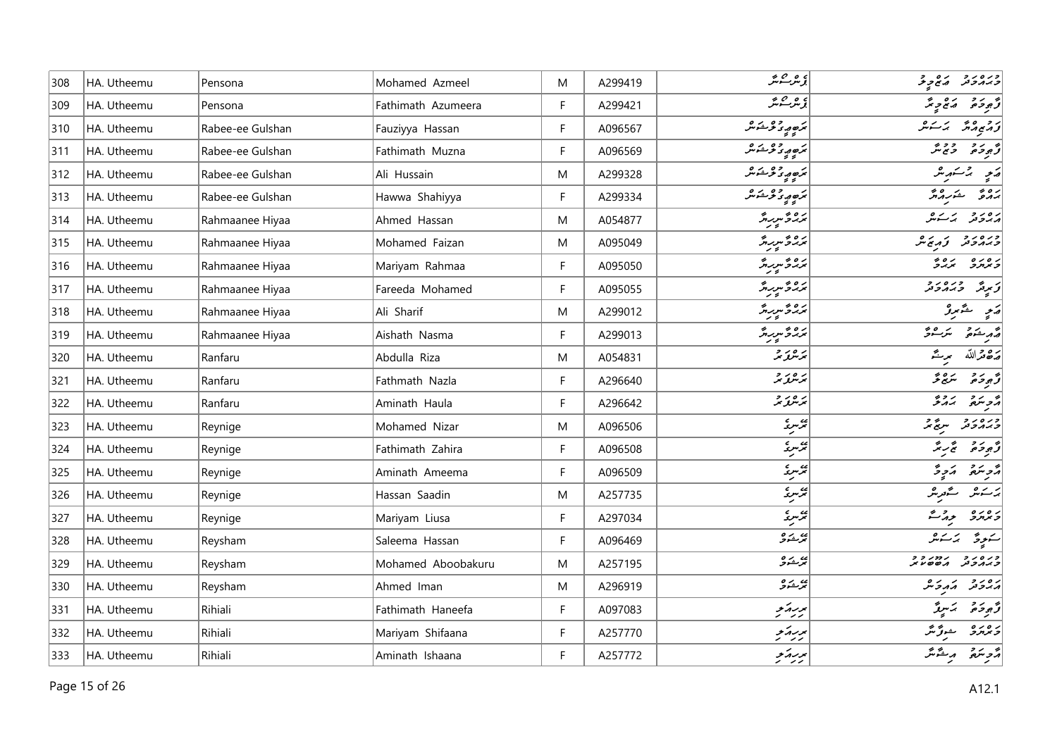| 308 | HA. Utheemu | Pensona | Mohamed Azmeel | M | A299419 | ޕެންސޯނާ | މުހައްމަދު އަޒްމީލް |
|---|---|---|---|---|---|---|---|
| 309 | HA. Utheemu | Pensona | Fathimath Azumeera | F | A299421 | ޕެންސޯނާ | ފާތިމަތު އަޒުމީރާ |
| 310 | HA. Utheemu | Rabee-ee Gulshan | Fauziyya Hassan | F | A096567 | ރަބީޢީ ގުލްޝަން | ފައުޒިއްޔާ ހަސަން |
| 311 | HA. Utheemu | Rabee-ee Gulshan | Fathimath Muzna | F | A096569 | ރަބީޢީ ގުލްޝަން | ފާތިމަތު މުޒްނާ |
| 312 | HA. Utheemu | Rabee-ee Gulshan | Ali Hussain | M | A299328 | ރަބީޢީ ގުލްޝަން | އަލި ހުސައިން |
| 313 | HA. Utheemu | Rabee-ee Gulshan | Hawwa Shahiyya | F | A299334 | ރަބީޢީ ގުލްޝަން | ހައްވާ ޝަހިއްޔާ |
| 314 | HA. Utheemu | Rahmaanee Hiyaa | Ahmed Hassan | M | A054877 | ރަޙްމާނީ ހިޔާ | އަހްމަދު ހަސަން |
| 315 | HA. Utheemu | Rahmaanee Hiyaa | Mohamed Faizan | M | A095049 | ރަޙްމާނީ ހިޔާ | މުހައްމަދު ފައިޒަން |
| 316 | HA. Utheemu | Rahmaanee Hiyaa | Mariyam Rahmaa | F | A095050 | ރަޙްމާނީ ހިޔާ | މަރިޔަމް ރަޙްމާ |
| 317 | HA. Utheemu | Rahmaanee Hiyaa | Fareeda Mohamed | F | A095055 | ރަޙްމާނީ ހިޔާ | ފަރީދާ މުހައްމަދު |
| 318 | HA. Utheemu | Rahmaanee Hiyaa | Ali Sharif | M | A299012 | ރަޙްމާނީ ހިޔާ | އަލި ޝަރީފު |
| 319 | HA. Utheemu | Rahmaanee Hiyaa | Aishath Nasma | F | A299013 | ރަޙްމާނީ ހިޔާ | އައިޝަތު ނަސްމާ |
| 320 | HA. Utheemu | Ranfaru | Abdulla Riza | M | A054831 | ރަންފަރު | އަބްދުﷲ ރިޟާ |
| 321 | HA. Utheemu | Ranfaru | Fathmath Nazla | F | A296640 | ރަންފަރު | ފާތިމަތު ނަޒްލާ |
| 322 | HA. Utheemu | Ranfaru | Aminath Haula | F | A296642 | ރަންފަރު | އާމިނަތު ހައުލާ |
| 323 | HA. Utheemu | Reynige | Mohamed Nizar | M | A096506 | ރޭނިގެ | މުހައްމަދު ނިޒާރު |
| 324 | HA. Utheemu | Reynige | Fathimath Zahira | F | A096508 | ރޭނިގެ | ފާތިމަތު ޒާހިރާ |
| 325 | HA. Utheemu | Reynige | Aminath Ameema | F | A096509 | ރޭނިގެ | އާމިނަތު އަމީމާ |
| 326 | HA. Utheemu | Reynige | Hassan Saadin | M | A257735 | ރޭނިގެ | ހަސަން ސާދިން |
| 327 | HA. Utheemu | Reynige | Mariyam Liusa | F | A297034 | ރޭނިގެ | މަރިޔަމް ލިއުސާ |
| 328 | HA. Utheemu | Reysham | Saleema Hassan | F | A096469 | ރޭޝަމް | ސަލީމާ ހަސަން |
| 329 | HA. Utheemu | Reysham | Mohamed Aboobakuru | M | A257195 | ރޭޝަމް | މުހައްމަދު އަބޫބަކުރު |
| 330 | HA. Utheemu | Reysham | Ahmed Iman | M | A296919 | ރޭޝަމް | އަހްމަދު އަމީމަން |
| 331 | HA. Utheemu | Rihiali | Fathimath Haneefa | F | A097083 | ރިހިއަލި | ފާތިމަތު ހަނީފާ |
| 332 | HA. Utheemu | Rihiali | Mariyam Shifaana | F | A257770 | ރިހިއަލި | މަރިޔަމް ޝިފާނާ |
| 333 | HA. Utheemu | Rihiali | Aminath Ishaana | F | A257772 | ރިހިއަލި | އާމިނަތު އިޝާނާ |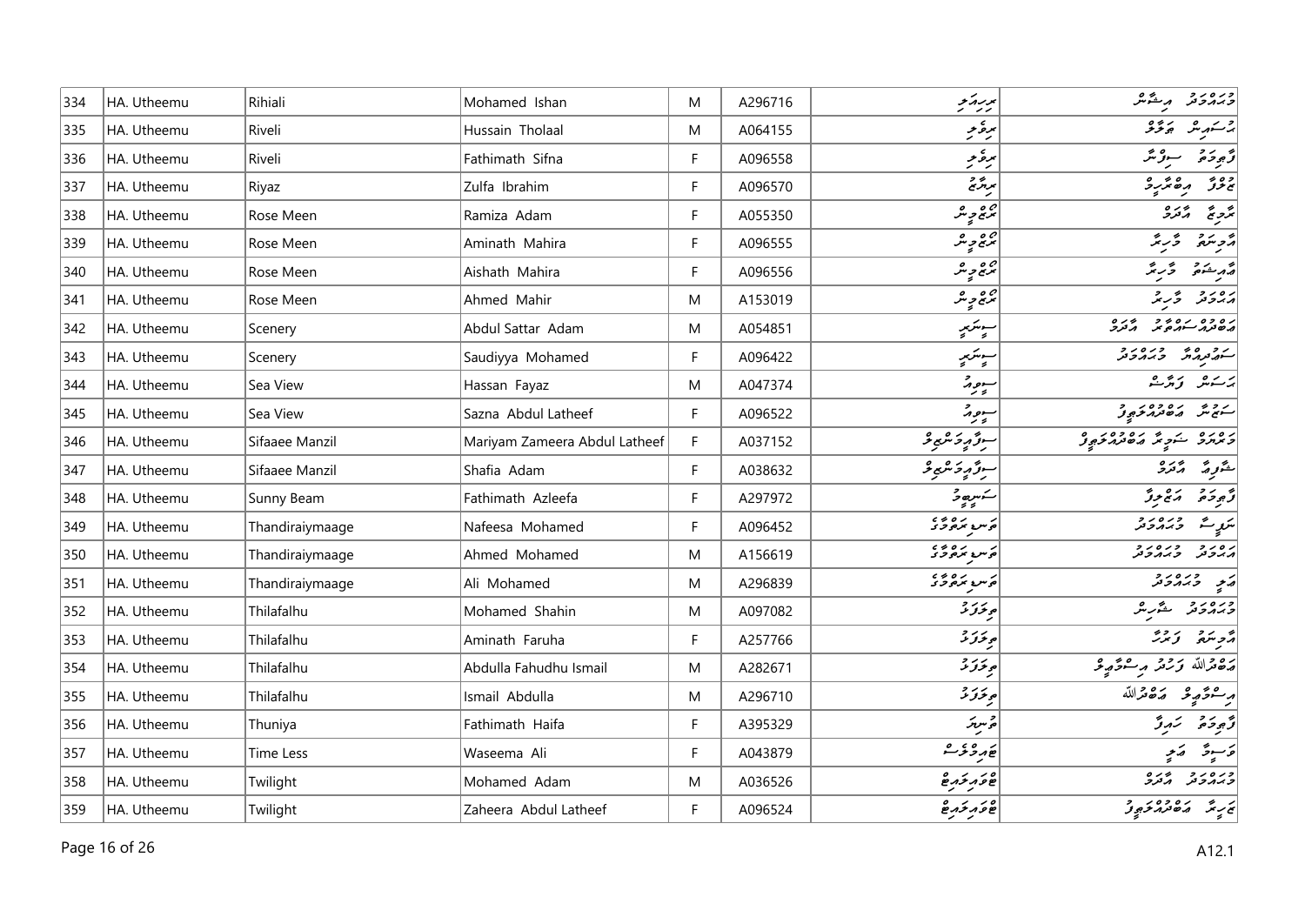| 334 | HA. Utheemu | Rihiali | Mohamed Ishan | M | A296716 | ރިހިއަލި | މުހައްމަދު އިޝާން |
|---|---|---|---|---|---|---|---|
| 335 | HA. Utheemu | Riveli | Hussain Tholaal | M | A064155 | ރިވެލި | ހުސައިން ތޮލާލް |
| 336 | HA. Utheemu | Riveli | Fathimath Sifna | F | A096558 | ރިވެލި | ފާތިމަތު ސިފްނާ |
| 337 | HA. Utheemu | Riyaz | Zulfa Ibrahim | F | A096570 | ރިޔާޒު | ޒުލްފާ އިބްރާހިމް |
| 338 | HA. Utheemu | Rose Meen | Ramiza Adam | F | A055350 | ރޯޒްމީން | ރާމިޒާ އާދަމް |
| 339 | HA. Utheemu | Rose Meen | Aminath Mahira | F | A096555 | ރޯޒްމީން | އާމިނަތު މާހިރާ |
| 340 | HA. Utheemu | Rose Meen | Aishath Mahira | F | A096556 | ރޯޒްމީން | އާއިޝަތު މާހިރާ |
| 341 | HA. Utheemu | Rose Meen | Ahmed Mahir | M | A153019 | ރޯޒްމީން | އަހުމަދު މާހިރު |
| 342 | HA. Utheemu | Scenery | Abdul Sattar Adam | M | A054851 | ސީނަރީ | އަބްދުލްސައްތާރު އާދަމް |
| 343 | HA. Utheemu | Scenery | Saudiyya Mohamed | F | A096422 | ސީނަރީ | ސައުދިއްޔާ މުހައްމަދު |
| 344 | HA. Utheemu | Sea View | Hassan Fayaz | M | A047374 | ސީވިއު | ހަސަން ފައްޔާޒް |
| 345 | HA. Utheemu | Sea View | Sazna Abdul Latheef | F | A096522 | ސީވިއު | ސަޒްނާ އަބްދުއްލަތީފު |
| 346 | HA. Utheemu | Sifaaee Manzil | Mariyam Zameera Abdul Latheef | F | A037152 | ސިފާއީމަންޒިލް | މަރިޔަމް ޒަމީރާ އަބްދުއްލަތީފު |
| 347 | HA. Utheemu | Sifaaee Manzil | Shafia Adam | F | A038632 | ސިފާއީމަންޒިލް | ޝާފިޔާ އާދަމް |
| 348 | HA. Utheemu | Sunny Beam | Fathimath Azleefa | F | A297972 | ސަނީބީމް | ފާތިމަތު އަޒްލީފާ |
| 349 | HA. Utheemu | Thandiraiymaage | Nafeesa Mohamed | F | A096452 | ތަންދިރައްމާގެ | ނަފީސާ މުހައްމަދު |
| 350 | HA. Utheemu | Thandiraiymaage | Ahmed Mohamed | M | A156619 | ތަންދިރައްމާގެ | އަހުމަދު މުހައްމަދު |
| 351 | HA. Utheemu | Thandiraiymaage | Ali Mohamed | M | A296839 | ތަންދިރައްމާގެ | އަލި މުހައްމަދު |
| 352 | HA. Utheemu | Thilafalhu | Mohamed Shahin | M | A097082 | ތިލަފަޅު | މުހައްމަދު ޝާހިން |
| 353 | HA. Utheemu | Thilafalhu | Aminath Faruha | F | A257766 | ތިލަފަޅު | އާމިނަތު ފަރުހާ |
| 354 | HA. Utheemu | Thilafalhu | Abdulla Fahudhu Ismail | M | A282671 | ތިލަފަޅު | އަބްދުﷲ ފަހުދު އިސްމާއީލް |
| 355 | HA. Utheemu | Thilafalhu | Ismail Abdulla | M | A296710 | ތިލަފަޅު | އިސްމާއީލް އަބްދުﷲ |
| 356 | HA. Utheemu | Thuniya | Fathimath Haifa | F | A395329 | ތުނިޔަ | ފާތިމަތު ހައިފާ |
| 357 | HA. Utheemu | Time Less | Waseema Ali | F | A043879 | ޓައިމްލެސް | ވަސީމާ އަލި |
| 358 | HA. Utheemu | Twilight | Mohamed Adam | M | A036526 | ޓްވައިލައިޓް | މުހައްމަދު އާދަމް |
| 359 | HA. Utheemu | Twilight | Zaheera Abdul Latheef | F | A096524 | ޓްވައިލައިޓް | ޒަހީރާ އަބްދުއްލަތީފު |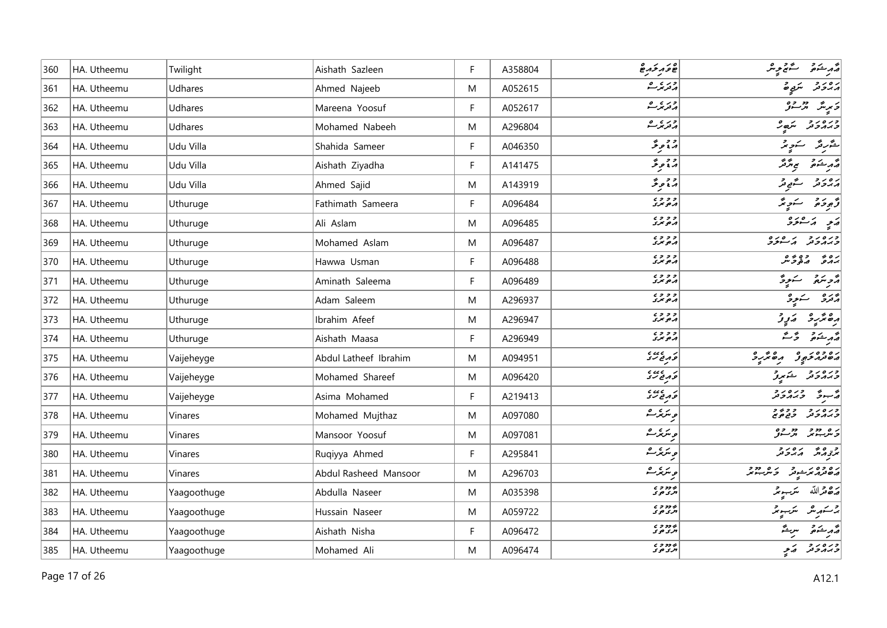| 360 | HA. Utheemu | Twilight | Aishath Sazleen | F | A358804 | ޓްވައިލައިޓް | އައިޝަތު ސާޒްލީން |
|---|---|---|---|---|---|---|---|
| 361 | HA. Utheemu | Udhares | Ahmed Najeeb | M | A052615 | އުދަރެސް | އަހުމަދު ނަޖީބު |
| 362 | HA. Utheemu | Udhares | Mareena Yoosuf | F | A052617 | އުދަރެސް | މަރީނާ ޔޫސުފް |
| 363 | HA. Utheemu | Udhares | Mohamed Nabeeh | M | A296804 | އުދަރެސް | މުހައްމަދު ނަބީހު |
| 364 | HA. Utheemu | Udu Villa | Shahida Sameer | F | A046350 | އުޑުވިލާ | ޝާހިދާ ސަމީރު |
| 365 | HA. Utheemu | Udu Villa | Aishath Ziyadha | F | A141475 | އުޑުވިލާ | އައިޝަތު ޒިޔާދާ |
| 366 | HA. Utheemu | Udu Villa | Ahmed Sajid | M | A143919 | އުޑުވިލާ | އަހުމަދު ސާޖިދު |
| 367 | HA. Utheemu | Uthuruge | Fathimath Sameera | F | A096484 | އުތުރުގެ | ފާތިމަތު ސަމީރާ |
| 368 | HA. Utheemu | Uthuruge | Ali Aslam | M | A096485 | އުތުރުގެ | އަލި އަސްލަމް |
| 369 | HA. Utheemu | Uthuruge | Mohamed Aslam | M | A096487 | އުތުރުގެ | މުހައްމަދު އަސްލަމް |
| 370 | HA. Utheemu | Uthuruge | Hawwa Usman | F | A096488 | އުތުރުގެ | ހައްވާ އުސްމާން |
| 371 | HA. Utheemu | Uthuruge | Aminath Saleema | F | A096489 | އުތުރުގެ | އާމިނަތު ސަލީމާ |
| 372 | HA. Utheemu | Uthuruge | Adam Saleem | M | A296937 | އުތުރުގެ | އާދަމް ސަލީމް |
| 373 | HA. Utheemu | Uthuruge | Ibrahim Afeef | M | A296947 | އުތުރުގެ | އިބްރާހީމް އަފީފު |
| 374 | HA. Utheemu | Uthuruge | Aishath Maasa | F | A296949 | އުތުރުގެ | އައިޝަތު މާސާ |
| 375 | HA. Utheemu | Vaijeheyge | Abdul Latheef Ibrahim | M | A094951 | ވައިޖެހޭގެ | އަބްދުއްލަތީފު އިބްރާހީމް |
| 376 | HA. Utheemu | Vaijeheyge | Mohamed Shareef | M | A096420 | ވައިޖެހޭގެ | މުހައްމަދު ޝަރީފު |
| 377 | HA. Utheemu | Vaijeheyge | Asima Mohamed | F | A219413 | ވައިޖެހޭގެ | އާސިމާ މުހައްމަދު |
| 378 | HA. Utheemu | Vinares | Mohamed Mujthaz | M | A097080 | ވިނަރެސް | މުހައްމަދު މުޖްތާޒު |
| 379 | HA. Utheemu | Vinares | Mansoor Yoosuf | M | A097081 | ވިނަރެސް | މަންސޫރު ޔޫސުފް |
| 380 | HA. Utheemu | Vinares | Ruqiyya Ahmed | F | A295841 | ވިނަރެސް | ރުޤިއްޔާ އަހުމަދު |
| 381 | HA. Utheemu | Vinares | Abdul Rasheed Mansoor | M | A296703 | ވިނަރެސް | އަބްދުއްރަޝީދު މަންސޫރު |
| 382 | HA. Utheemu | Yaagoothuge | Abdulla Naseer | M | A035398 | ޔާގޫތުގެ | އަބްދުﷲ ނަސީރު |
| 383 | HA. Utheemu | Yaagoothuge | Hussain Naseer | M | A059722 | ޔާގޫތުގެ | ހުސައިން ނަސީރު |
| 384 | HA. Utheemu | Yaagoothuge | Aishath Nisha | F | A096472 | ޔާގޫތުގެ | އައިޝަތު ނިޝާ |
| 385 | HA. Utheemu | Yaagoothuge | Mohamed Ali | M | A096474 | ޔާގޫތުގެ | މުހައްމަދު އަލި |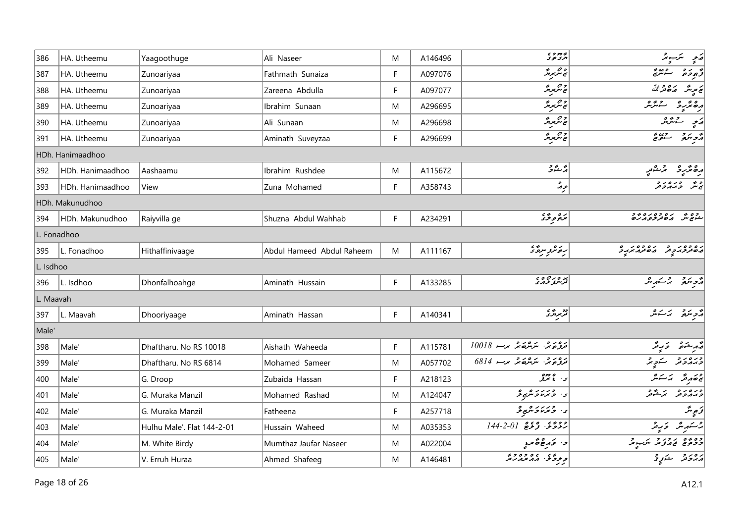| 386 | HA. Utheemu | Yaagoothuge | Ali Naseer | M | A146496 | ޔާގޫތުގެ | އަލި ނަސީރު |
|---|---|---|---|---|---|---|---|
| 387 | HA. Utheemu | Zunoariyaa | Fathmath Sunaiza | F | A097076 | ޒުނޯރިޔާ | ފާތިމަތު ސުނައިޒާ |
| 388 | HA. Utheemu | Zunoariyaa | Zareena Abdulla | F | A097077 | ޒުނޯރިޔާ | ޒަރީނާ އަބްދުﷲ |
| 389 | HA. Utheemu | Zunoariyaa | Ibrahim Sunaan | M | A296695 | ޒުނޯރިޔާ | އިބްރާހިމް ސުނާން |
| 390 | HA. Utheemu | Zunoariyaa | Ali Sunaan | M | A296698 | ޒުނޯރިޔާ | އަލި ސުނާން |
| 391 | HA. Utheemu | Zunoariyaa | Aminath Suveyzaa | F | A296699 | ޒުނޯރިޔާ | އާމިނަތު ސުވޭޒާ |
| HDh. Hanimaadhoo | | | | | | | |
| 392 | HDh. Hanimaadhoo | Aashaamu | Ibrahim Rushdee | M | A115672 | އާޝާމު | އިބްރާހިމް ރުޝްދީ |
| 393 | HDh. Hanimaadhoo | View | Zuna Mohamed | F | A358743 | ވިއު | ޒުނާ މުހައްމަދު |
| HDh. Makunudhoo | | | | | | | |
| 394 | HDh. Makunudhoo | Raiyvilla ge | Shuzna Abdul Wahhab | F | A234291 | ރައްވިލާގެ | ޝުޒްނާ އަބްދުލްވައްހާބް |
| L. Fonadhoo | | | | | | | |
| 395 | L. Fonadhoo | Hithaffinivaage | Abdul Hameed Abdul Raheem | M | A111167 | ހިތަފިނިވާގެ | އަބްދުލްހަމީދު އަބްދުއްރަހީމް |
| L. Isdhoo | | | | | | | |
| 396 | L. Isdhoo | Dhonfalhoahge | Aminath Hussain | F | A133285 | ދޮންފަޅޯގެ | އާމިނަތު ހުސައިން |
| L. Maavah | | | | | | | |
| 397 | L. Maavah | Dhooriyaage | Aminath Hassan | F | A140341 | ދޫރިޔާގެ | އާމިނަތު ހަސަން |
| Male' | | | | | | | |
| 398 | Male' | Dhaftharu. No RS 10018 | Aishath Waheeda | F | A115781 | ދަފްތަރު. ނަންބަރު ރސ 10018 | އައިޝަތު ވަހީދާ |
| 399 | Male' | Dhaftharu. No RS 6814 | Mohamed Sameer | M | A057702 | ދަފްތަރު. ނަންބަރު ރސ 6814 | މުހައްމަދު ސަމީރު |
| 400 | Male' | G. Droop | Zubaida Hassan | F | A218123 | ގ. ޑްރޫޕް | ޒުބައިދާ ހަސަން |
| 401 | Male' | G. Muraka Manzil | Mohamed Rashad | M | A124047 | ގ. މުރަކަމަންޒިލް | މުހައްމަދު ރަޝާދު |
| 402 | Male' | G. Muraka Manzil | Fatheena | F | A257718 | ގ. މުރަކަމަންޒިލް | ފަތީނާ |
| 403 | Male' | Hulhu Male'. Flat 144-2-01 | Hussain Waheed | M | A035353 | ހުޅުމާލެ. ފްލެޓް 144-2-01 | ހުސައިން ވަހީދު |
| 404 | Male' | M. White Birdy | Mumthaz Jaufar Naseer | M | A022004 | މ. ވައިޓްބާޑީ | މުމްތާޒު ޖައުފަރު ނަސީރު |
| 405 | Male' | V. Erruh Huraa | Ahmed Shafeeg | M | A146481 | ވިލިމާލެ. އެއްރުހުރާ | އަހުމަދު ޝަފީގު |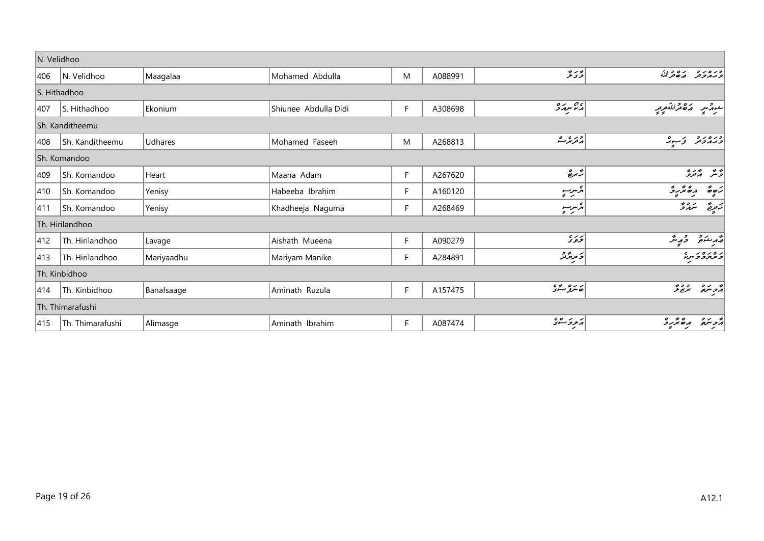| | | | | | | | |
|---|---|---|---|---|---|---|---|
| N. Velidhoo | | | | | | | |
| 406 | N. Velidhoo | Maagalaa | Mohamed Abdulla | M | A088991 | މާގަލާ | މުހައްމަދު ޢަބްދުﷲ |
| S. Hithadhoo | | | | | | | |
| 407 | S. Hithadhoo | Ekonium | Shiunee Abdulla Didi | F | A308698 | އެކޮނިއަމް | ޝިއުނީ ޢަބްދުﷲދީދީ |
| Sh. Kanditheemu | | | | | | | |
| 408 | Sh. Kanditheemu | Udhares | Mohamed Faseeh | M | A268813 | އުދަރެސް | މުހައްމަދު ފަސީހް |
| Sh. Komandoo | | | | | | | |
| 409 | Sh. Komandoo | Heart | Maana Adam | F | A267620 | ހާޓް | މާނާ އާދަމް |
| 410 | Sh. Komandoo | Yenisy | Habeeba Ibrahim | F | A160120 | ޔެނިސީ | ހަބީބާ އިބްރާހީމް |
| 411 | Sh. Komandoo | Yenisy | Khadheeja Naguma | F | A268469 | ޔެނިސީ | ޚަދީޖާ ނަގުމާ |
| Th. Hirilandhoo | | | | | | | |
| 412 | Th. Hirilandhoo | Lavage | Aishath Mueena | F | A090279 | ލަވަޖެ | އާއިޝަތު މުއީނާ |
| 413 | Th. Hirilandhoo | Mariyaadhu | Mariyam Manike | F | A284891 | މަރިޔާދު | މަރިޔަމްމަނިކެ |
| Th. Kinbidhoo | | | | | | | |
| 414 | Th. Kinbidhoo | Banafsaage | Aminath Ruzula | F | A157475 | ބަނަފްސާގެ | އަމިނަތު ރުޒުލާ |
| Th. Thimarafushi | | | | | | | |
| 415 | Th. Thimarafushi | Alimasge | Aminath Ibrahim | F | A087474 | އަލިމަސްގެ | އަމިނަތު އިބްރާހީމް |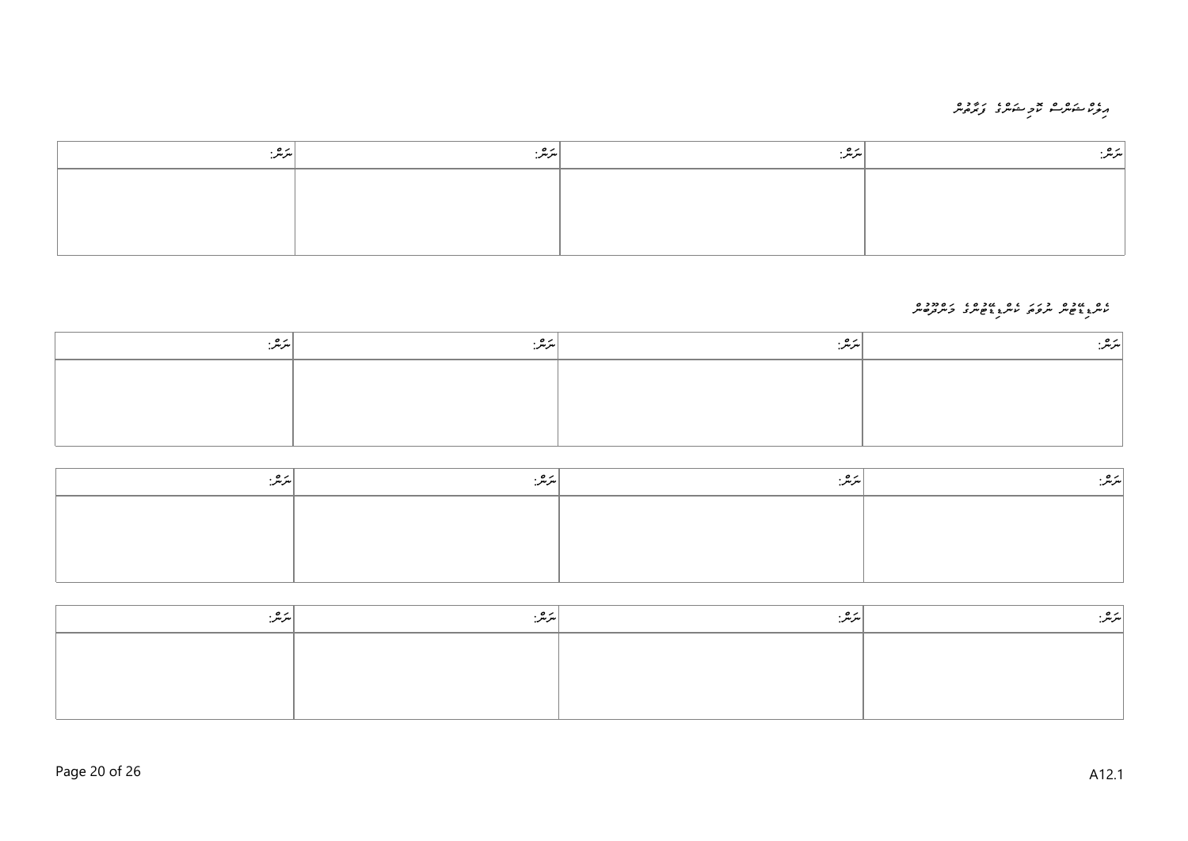# ދިވެހި ބަސް ކިޔަން އެނގޭ ގޮތް

| ނަރަށް: | ނަރަށް: | ނަރަށް: | ނަރަށް: |
| --- | --- | --- | --- |
| | | | |

## ކުންފުނީގެ ނަމުގައި ކުންފުނީގެ މަސްއޫލުން

| ނަރަށް: | ނަރަށް: | ނަރަށް: | ނަރަށް: |
| --- | --- | --- | --- |
| | | | |

| ނަރަށް: | ނަރަށް: | ނަރަށް: | ނަރަށް: |
| --- | --- | --- | --- |
| | | | |

| ނަރަށް: | ނަރަށް: | ނަރަށް: | ނަރަށް: |
| --- | --- | --- | --- |
| | | | |

A12.1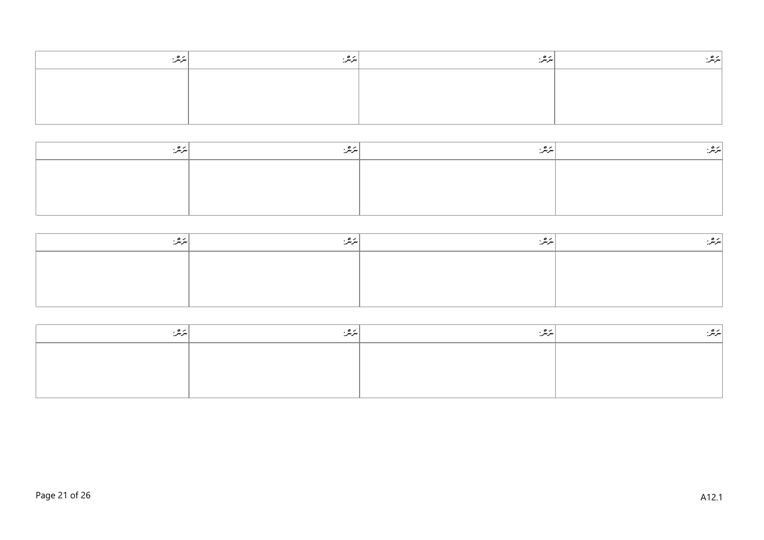| ނަަރު: | ނަަރު: | ނަަރު: | ނަަރު: |
| --- | --- | --- | --- |
| | | | |

| ނަަރު: | ނަަރު: | ނަަރު: | ނަަރު: |
| --- | --- | --- | --- |
| | | | |

| ނަަރު: | ނަަރު: | ނަަރު: | ނަަރު: |
| --- | --- | --- | --- |
| | | | |

| ނަަރު: | ނަަރު: | ނަަރު: | ނަަރު: |
| --- | --- | --- | --- |
| | | | |

A12.1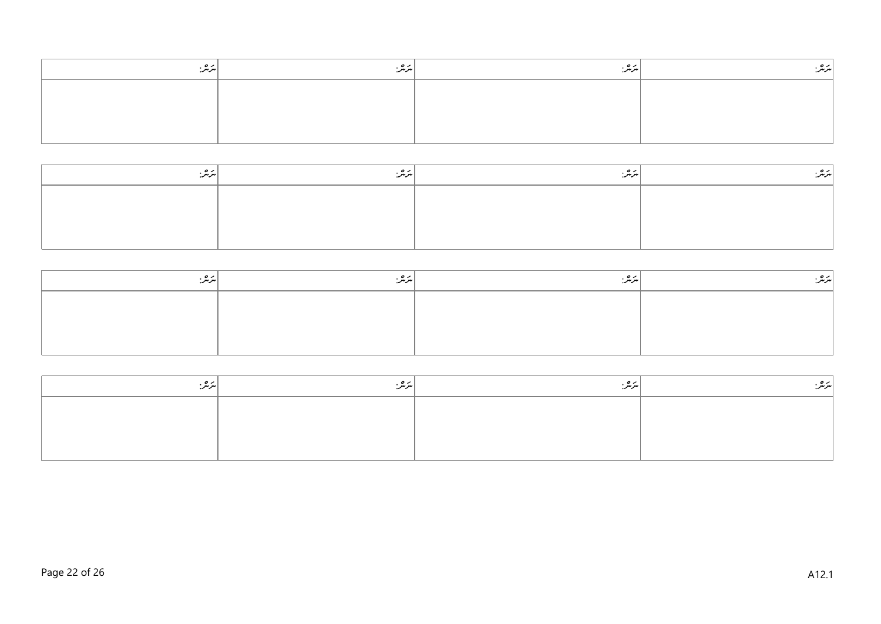| ނަރަދ: | ނަރަދ: | ނަރަދ: | ނަރަދ: |
| --- | --- | --- | --- |
| | | | |

| ނަރަދ: | ނަރަދ: | ނަރަދ: | ނަރަދ: |
| --- | --- | --- | --- |
| | | | |

| ނަރަދ: | ނަރަދ: | ނަރަދ: | ނަރަދ: |
| --- | --- | --- | --- |
| | | | |

| ނަރަދ: | ނަރަދ: | ނަރަދ: | ނަރަދ: |
| --- | --- | --- | --- |
| | | | |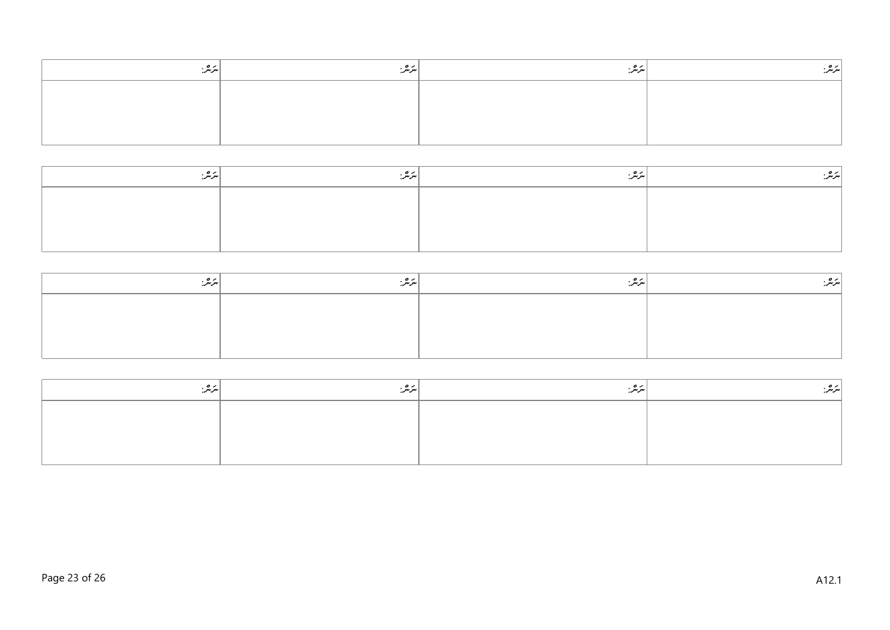| ނަމް: | ނަމް: | ނަމް: | ނަމް: |
| --- | --- | --- | --- |
| | | | |

| ނަމް: | ނަމް: | ނަމް: | ނަމް: |
| --- | --- | --- | --- |
| | | | |

| ނަމް: | ނަމް: | ނަމް: | ނަމް: |
| --- | --- | --- | --- |
| | | | |

| ނަމް: | ނަމް: | ނަމް: | ނަމް: |
| --- | --- | --- | --- |
| | | | |

A12.1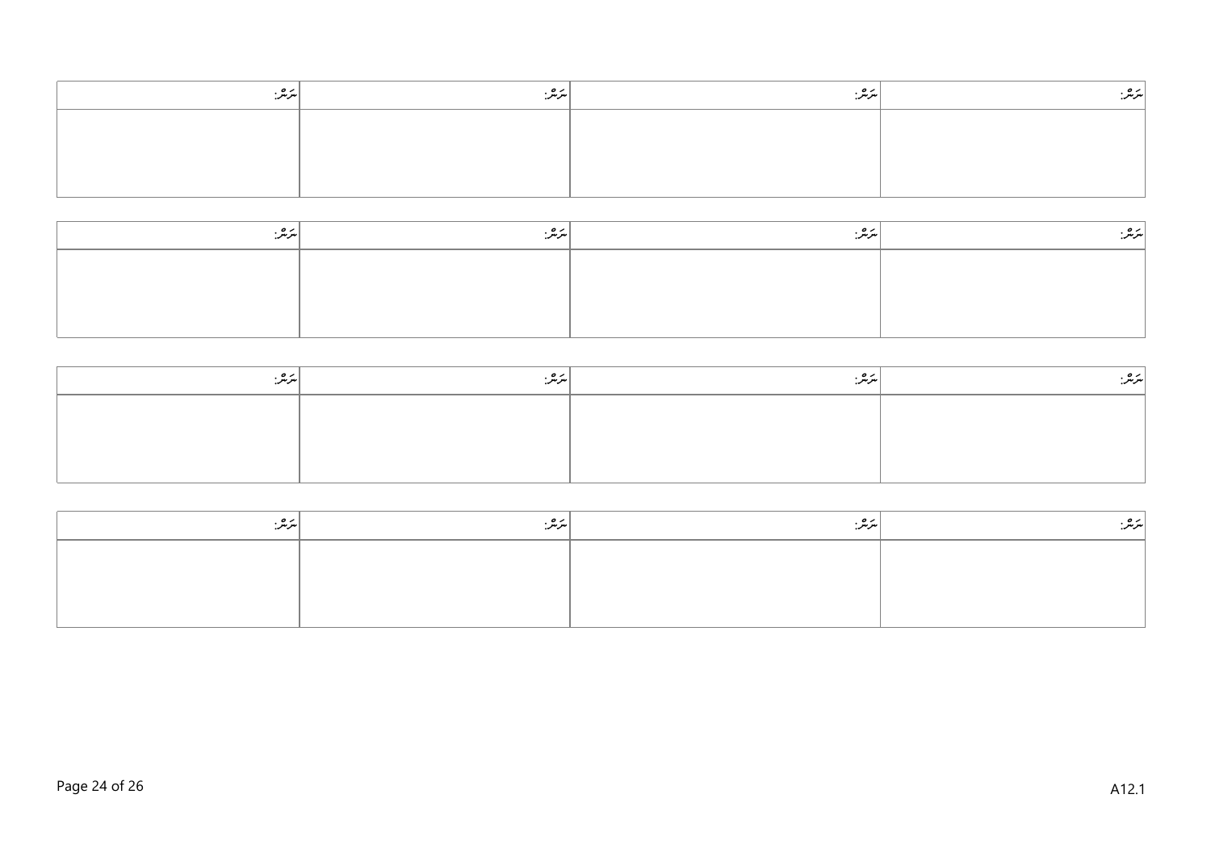| ޹ޝ: | ޹ޝ: | ޹ޝ: | ޹ޝ: |
| --- | --- | --- | --- |
| | | | |

| ޹ޝ: | ޹ޝ: | ޹ޝ: | ޹ޝ: |
| --- | --- | --- | --- |
| | | | |

| ޹ޝ: | ޹ޝ: | ޹ޝ: | ޹ޝ: |
| --- | --- | --- | --- |
| | | | |

| ޹ޝ: | ޹ޝ: | ޹ޝ: | ޹ޝ: |
| --- | --- | --- | --- |
| | | | |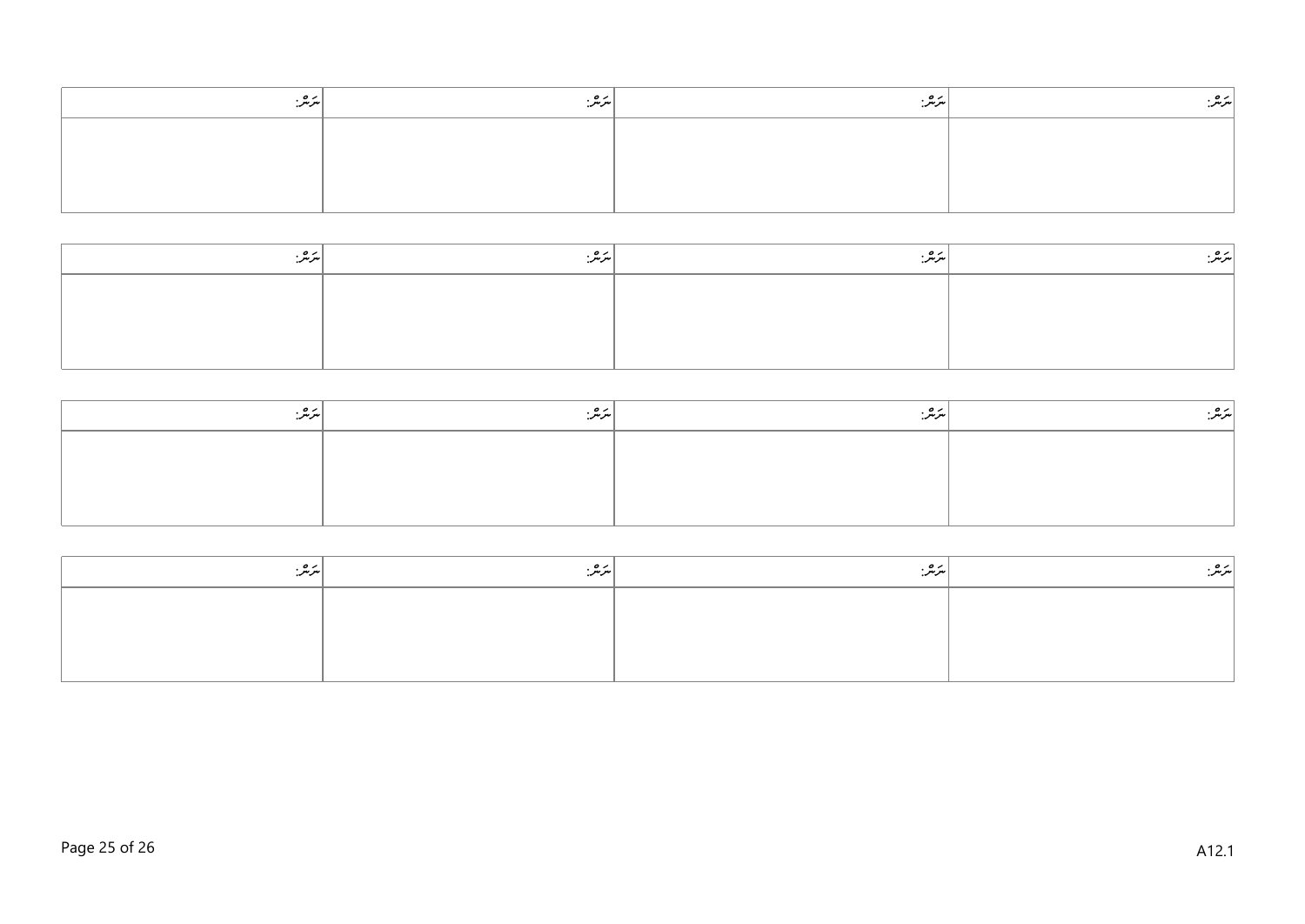| ނަރުދ: | ނަރުދ: | ނަރުދ: | ނަރުދ: |
| --- | --- | --- | --- |
| | | | |

| ނަރުދ: | ނަރުދ: | ނަރުދ: | ނަރުދ: |
| --- | --- | --- | --- |
| | | | |

| ނަރުދ: | ނަރުދ: | ނަރުދ: | ނަރުދ: |
| --- | --- | --- | --- |
| | | | |

| ނަރުދ: | ނަރުދ: | ނަރުދ: | ނަރުދ: |
| --- | --- | --- | --- |
| | | | |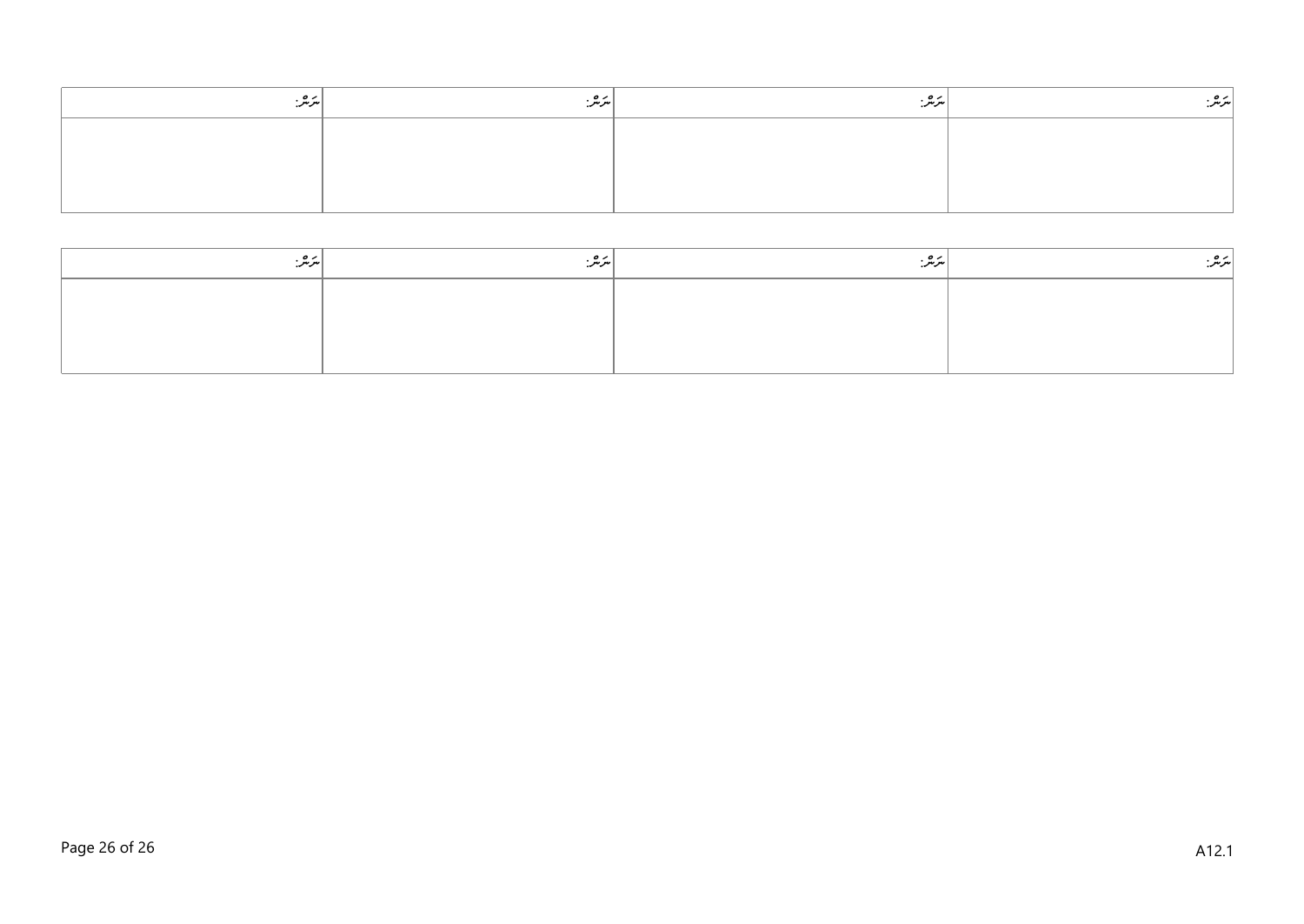| ނަރުދ: | ނަރުދ: | ނަރުދ: | ނަރުދ: |
| --- | --- | --- | --- |
| | | | |

| ނަރުދ: | ނަރުދ: | ނަރުދ: | ނަރުދ: |
| --- | --- | --- | --- |
| | | | |